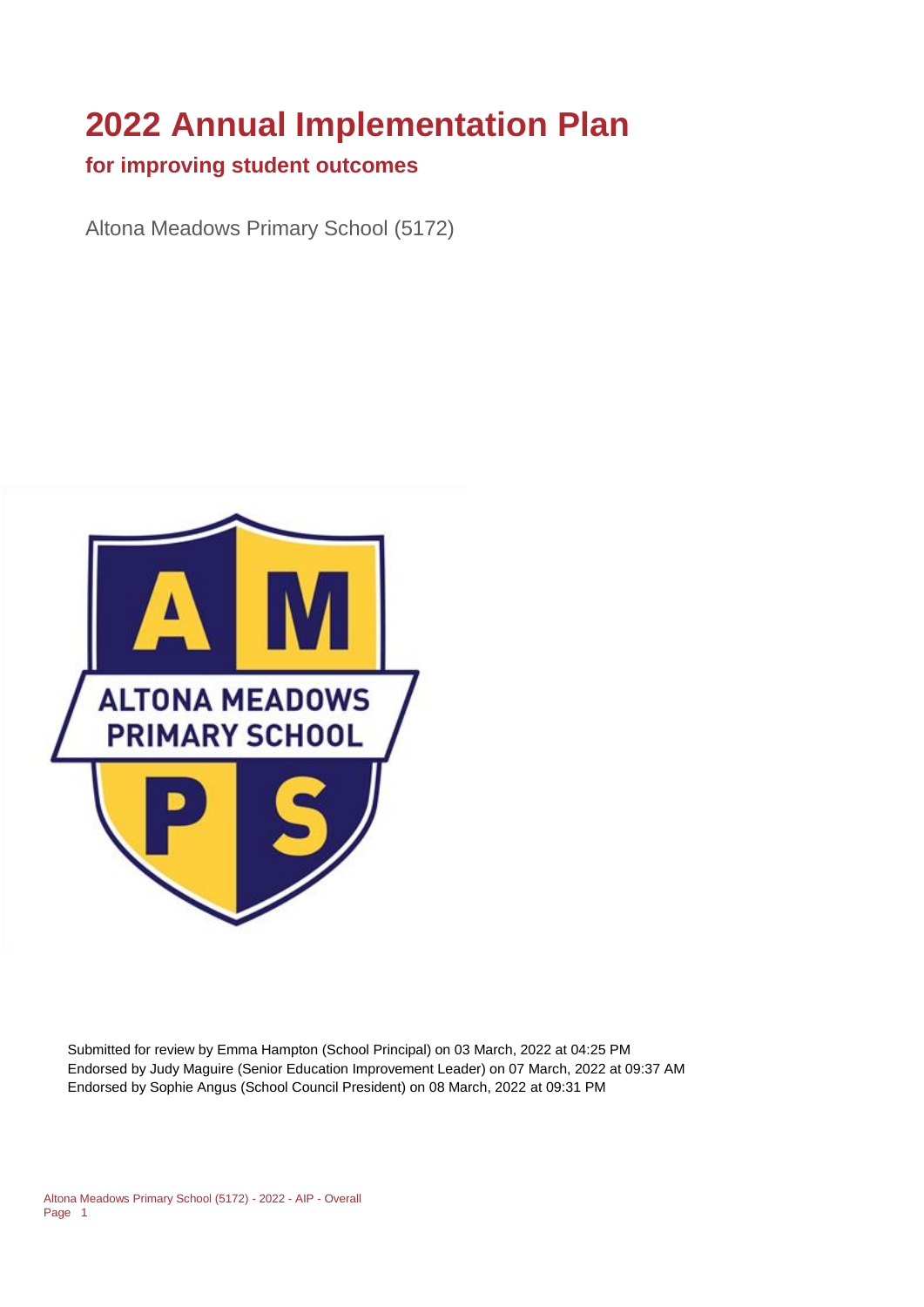# 2022 Annual Implementation Plan

## for improving student outcomes

Altona Meadows Primary School (5172)

Submitted for review by Emma Hampton (School Principal) on 03 March, 2022 at 04:25 PM
Endorsed by Judy Maguire (Senior Education Improvement Leader) on 07 March, 2022 at 09:37 AM
Endorsed by Sophie Angus (School Council President) on 08 March, 2022 at 09:31 PM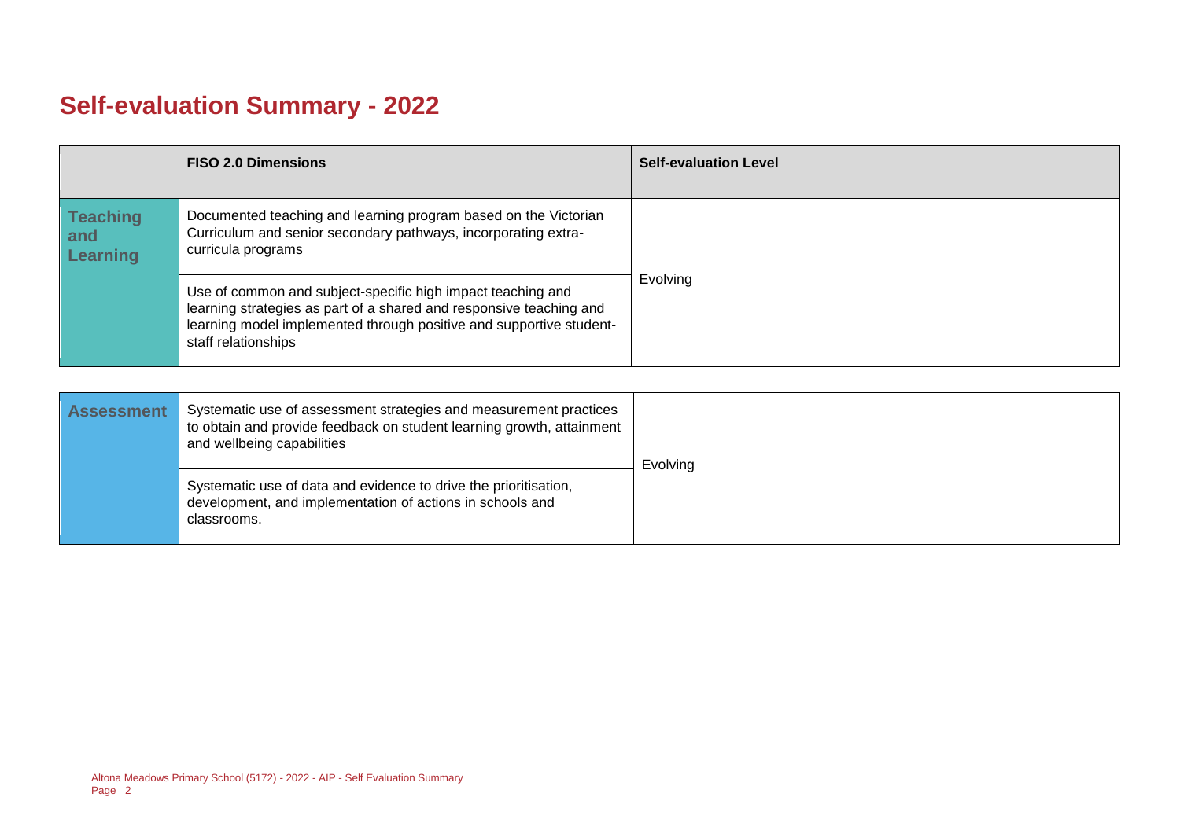# Self-evaluation Summary - 2022

| | FISO 2.0 Dimensions | Self-evaluation Level |
|---|---|---|
| **Teaching and Learning** | Documented teaching and learning program based on the Victorian Curriculum and senior secondary pathways, incorporating extra-curricula programs | Evolving |
| | Use of common and subject-specific high impact teaching and learning strategies as part of a shared and responsive teaching and learning model implemented through positive and supportive student-staff relationships | |

| | | |
|---|---|---|
| **Assessment** | Systematic use of assessment strategies and measurement practices to obtain and provide feedback on student learning growth, attainment and wellbeing capabilities | Evolving |
| | Systematic use of data and evidence to drive the prioritisation, development, and implementation of actions in schools and classrooms. | |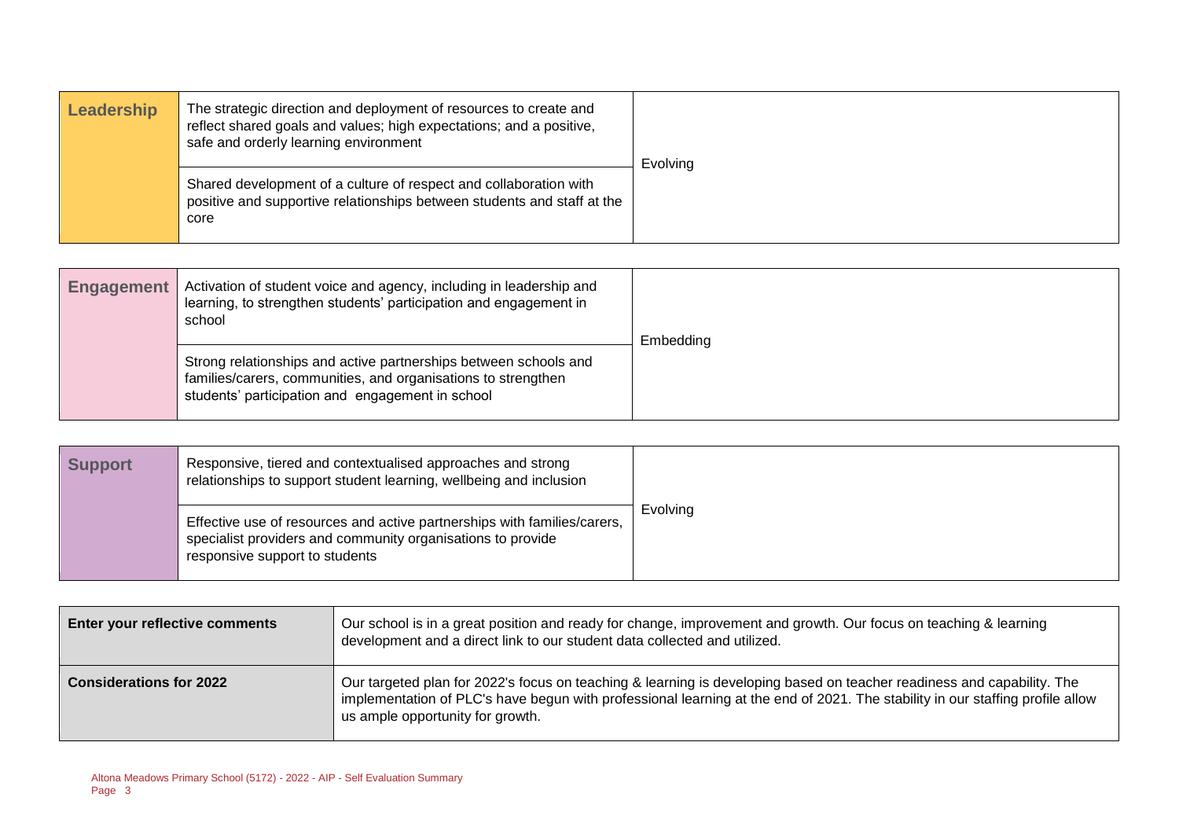| Leadership | | |
|---|---|---|
| Leadership | The strategic direction and deployment of resources to create and reflect shared goals and values; high expectations; and a positive, safe and orderly learning environment | Evolving |
| | Shared development of a culture of respect and collaboration with positive and supportive relationships between students and staff at the core | |

| Engagement | | |
|---|---|---|
| Engagement | Activation of student voice and agency, including in leadership and learning, to strengthen students' participation and engagement in school | Embedding |
| | Strong relationships and active partnerships between schools and families/carers, communities, and organisations to strengthen students' participation and engagement in school | |

| Support | | |
|---|---|---|
| Support | Responsive, tiered and contextualised approaches and strong relationships to support student learning, wellbeing and inclusion | Evolving |
| | Effective use of resources and active partnerships with families/carers, specialist providers and community organisations to provide responsive support to students | |

| | |
|---|---|
| **Enter your reflective comments** | Our school is in a great position and ready for change, improvement and growth. Our focus on teaching & learning development and a direct link to our student data collected and utilized. |
| **Considerations for 2022** | Our targeted plan for 2022's focus on teaching & learning is developing based on teacher readiness and capability. The implementation of PLC's have begun with professional learning at the end of 2021. The stability in our staffing profile allow us ample opportunity for growth. |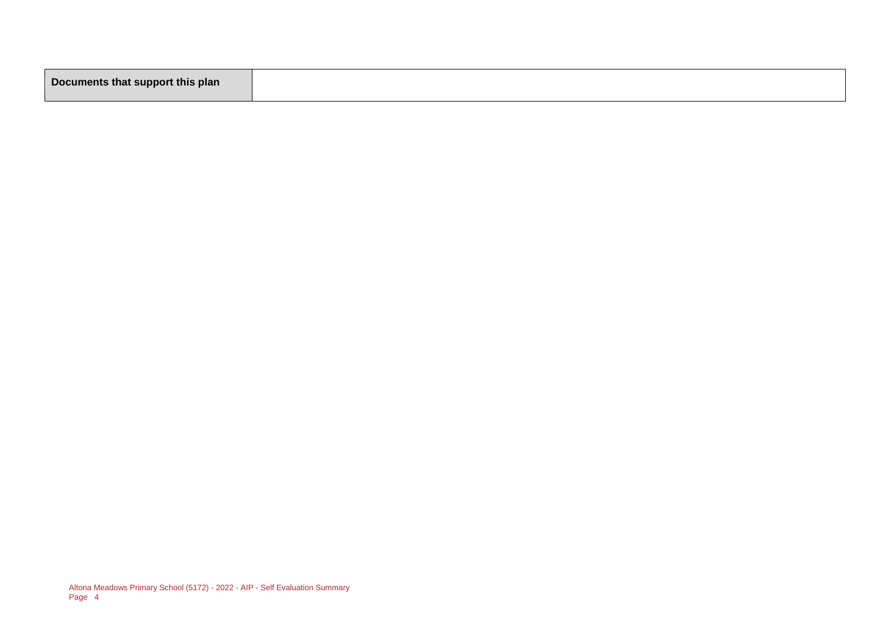| Documents that support this plan | |
|---|---|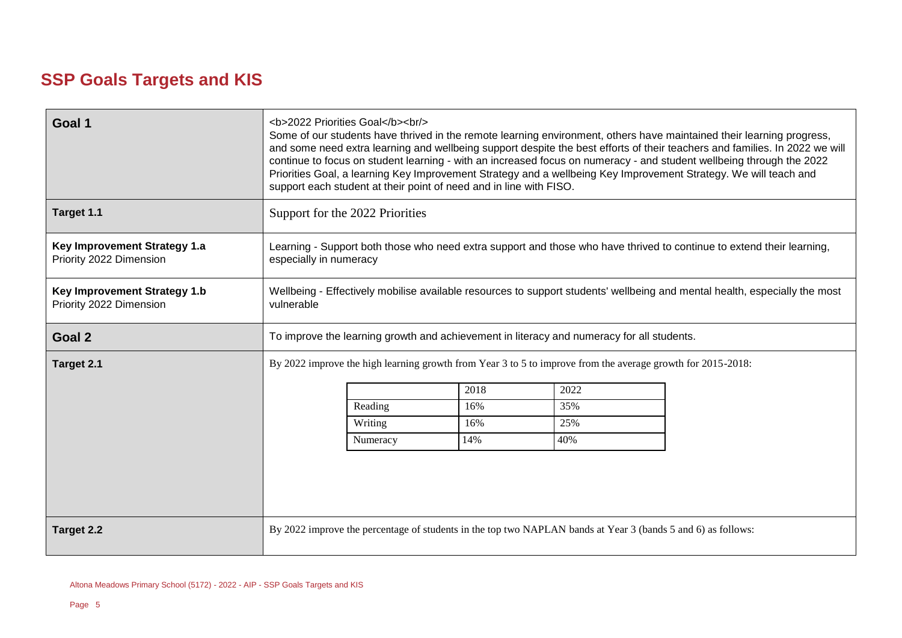## SSP Goals Targets and KIS

| | |
|---|---|
| **Goal 1** | <b>2022 Priorities Goal</b><br/> Some of our students have thrived in the remote learning environment, others have maintained their learning progress, and some need extra learning and wellbeing support despite the best efforts of their teachers and families. In 2022 we will continue to focus on student learning - with an increased focus on numeracy - and student wellbeing through the 2022 Priorities Goal, a learning Key Improvement Strategy and a wellbeing Key Improvement Strategy. We will teach and support each student at their point of need and in line with FISO. |
| **Target 1.1** | Support for the 2022 Priorities |
| **Key Improvement Strategy 1.a** Priority 2022 Dimension | Learning - Support both those who need extra support and those who have thrived to continue to extend their learning, especially in numeracy |
| **Key Improvement Strategy 1.b** Priority 2022 Dimension | Wellbeing - Effectively mobilise available resources to support students' wellbeing and mental health, especially the most vulnerable |
| **Goal 2** | To improve the learning growth and achievement in literacy and numeracy for all students. |
| **Target 2.1** | By 2022 improve the high learning growth from Year 3 to 5 to improve from the average growth for 2015-2018: |
| **Target 2.2** | By 2022 improve the percentage of students in the top two NAPLAN bands at Year 3 (bands 5 and 6) as follows: |

Target 2.1:

| | 2018 | 2022 |
|---|---|---|
| Reading | 16% | 35% |
| Writing | 16% | 25% |
| Numeracy | 14% | 40% |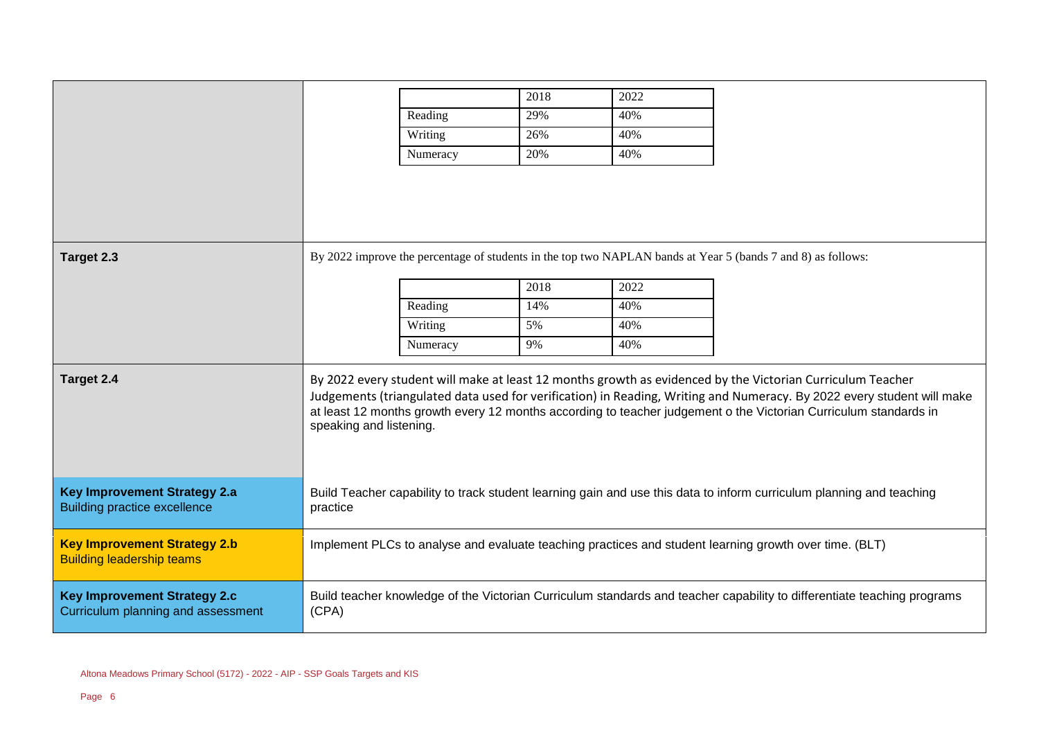| | 2018 | 2022 |
|---|---|---|
| Reading | 29% | 40% |
| Writing | 26% | 40% |
| Numeracy | 20% | 40% |

**Target 2.3**

By 2022 improve the percentage of students in the top two NAPLAN bands at Year 5 (bands 7 and 8) as follows:

| | 2018 | 2022 |
|---|---|---|
| Reading | 14% | 40% |
| Writing | 5% | 40% |
| Numeracy | 9% | 40% |

**Target 2.4**

By 2022 every student will make at least 12 months growth as evidenced by the Victorian Curriculum Teacher Judgements (triangulated data used for verification) in Reading, Writing and Numeracy. By 2022 every student will make at least 12 months growth every 12 months according to teacher judgement o the Victorian Curriculum standards in speaking and listening.

**Key Improvement Strategy 2.a**
Building practice excellence

Build Teacher capability to track student learning gain and use this data to inform curriculum planning and teaching practice

**Key Improvement Strategy 2.b**
Building leadership teams

Implement PLCs to analyse and evaluate teaching practices and student learning growth over time. (BLT)

**Key Improvement Strategy 2.c**
Curriculum planning and assessment

Build teacher knowledge of the Victorian Curriculum standards and teacher capability to differentiate teaching programs (CPA)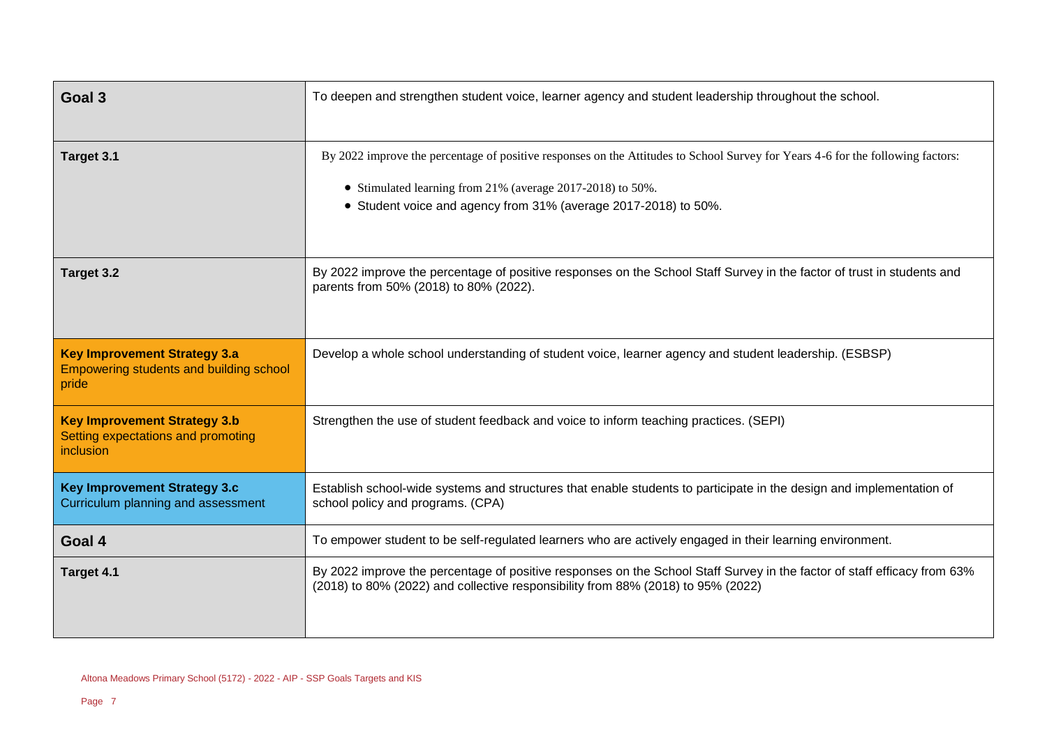| | |
|---|---|
| **Goal 3** | To deepen and strengthen student voice, learner agency and student leadership throughout the school. |
| **Target 3.1** | By 2022 improve the percentage of positive responses on the Attitudes to School Survey for Years 4-6 for the following factors:<br>• Stimulated learning from 21% (average 2017-2018) to 50%.<br>• Student voice and agency from 31% (average 2017-2018) to 50%. |
| **Target 3.2** | By 2022 improve the percentage of positive responses on the School Staff Survey in the factor of trust in students and parents from 50% (2018) to 80% (2022). |
| **Key Improvement Strategy 3.a**<br>Empowering students and building school pride | Develop a whole school understanding of student voice, learner agency and student leadership. (ESBSP) |
| **Key Improvement Strategy 3.b**<br>Setting expectations and promoting inclusion | Strengthen the use of student feedback and voice to inform teaching practices. (SEPI) |
| **Key Improvement Strategy 3.c**<br>Curriculum planning and assessment | Establish school-wide systems and structures that enable students to participate in the design and implementation of school policy and programs. (CPA) |
| **Goal 4** | To empower student to be self-regulated learners who are actively engaged in their learning environment. |
| **Target 4.1** | By 2022 improve the percentage of positive responses on the School Staff Survey in the factor of staff efficacy from 63% (2018) to 80% (2022) and collective responsibility from 88% (2018) to 95% (2022) |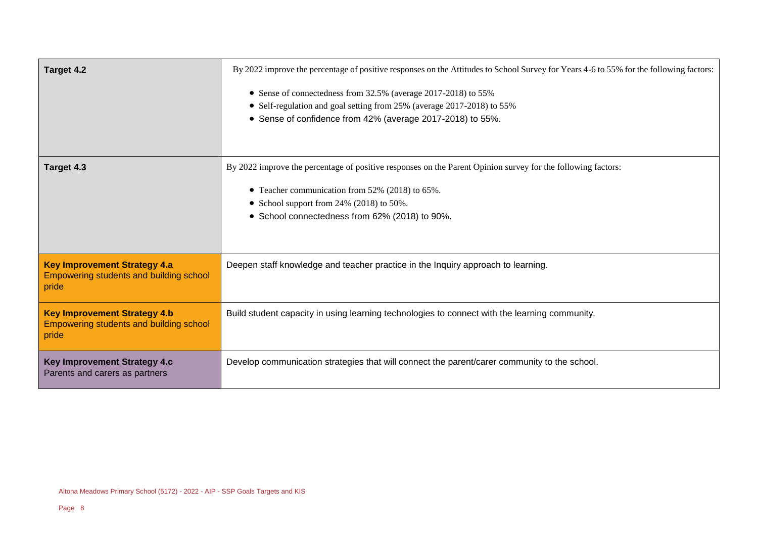| | |
|---|---|
| **Target 4.2** | By 2022 improve the percentage of positive responses on the Attitudes to School Survey for Years 4-6 to 55% for the following factors:<br><br>• Sense of connectedness from 32.5% (average 2017-2018) to 55%<br>• Self-regulation and goal setting from 25% (average 2017-2018) to 55%<br>• Sense of confidence from 42% (average 2017-2018) to 55%. |
| **Target 4.3** | By 2022 improve the percentage of positive responses on the Parent Opinion survey for the following factors:<br><br>• Teacher communication from 52% (2018) to 65%.<br>• School support from 24% (2018) to 50%.<br>• School connectedness from 62% (2018) to 90%. |
| **Key Improvement Strategy 4.a**<br>Empowering students and building school pride | Deepen staff knowledge and teacher practice in the Inquiry approach to learning. |
| **Key Improvement Strategy 4.b**<br>Empowering students and building school pride | Build student capacity in using learning technologies to connect with the learning community. |
| **Key Improvement Strategy 4.c**<br>Parents and carers as partners | Develop communication strategies that will connect the parent/carer community to the school. |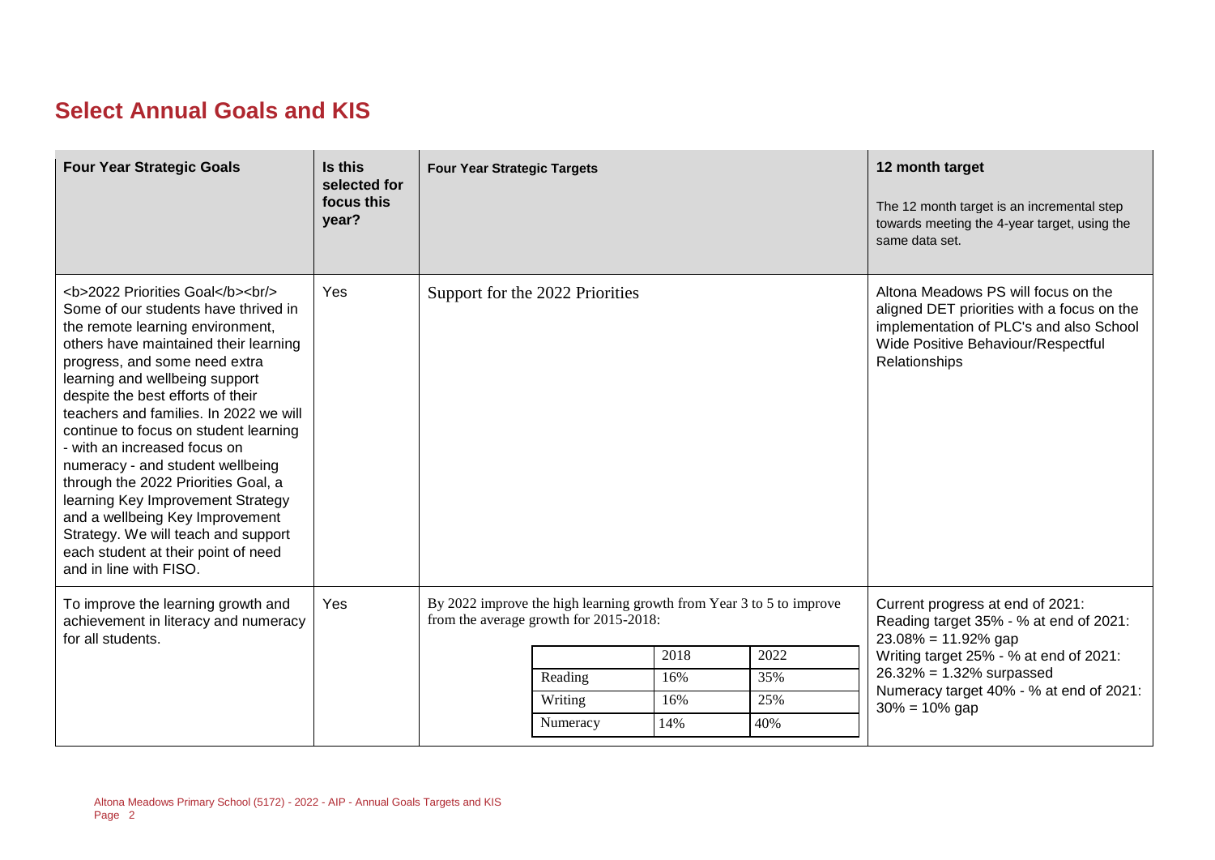## Select Annual Goals and KIS

| Four Year Strategic Goals | Is this selected for focus this year? | Four Year Strategic Targets | 12 month target<br>The 12 month target is an incremental step towards meeting the 4-year target, using the same data set. |
|---|---|---|---|
| <b>2022 Priorities Goal</b><br/> Some of our students have thrived in the remote learning environment, others have maintained their learning progress, and some need extra learning and wellbeing support despite the best efforts of their teachers and families. In 2022 we will continue to focus on student learning - with an increased focus on numeracy - and student wellbeing through the 2022 Priorities Goal, a learning Key Improvement Strategy and a wellbeing Key Improvement Strategy. We will teach and support each student at their point of need and in line with FISO. | Yes | Support for the 2022 Priorities | Altona Meadows PS will focus on the aligned DET priorities with a focus on the implementation of PLC's and also School Wide Positive Behaviour/Respectful Relationships |
| To improve the learning growth and achievement in literacy and numeracy for all students. | Yes | By 2022 improve the high learning growth from Year 3 to 5 to improve from the average growth for 2015-2018:<br><br>\| \| 2018 \| 2022 \|<br>\| Reading \| 16% \| 35% \|<br>\| Writing \| 16% \| 25% \|<br>\| Numeracy \| 14% \| 40% \| | Current progress at end of 2021:<br>Reading target 35% - % at end of 2021: 23.08% = 11.92% gap<br>Writing target 25% - % at end of 2021: 26.32% = 1.32% surpassed<br>Numeracy target 40% - % at end of 2021: 30% = 10% gap |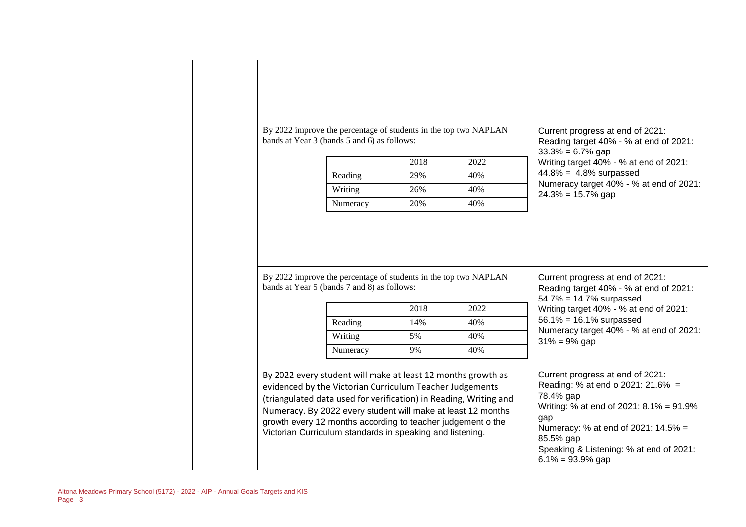| | | | |
|---|---|---|---|
| | | | |
| | | By 2022 improve the percentage of students in the top two NAPLAN bands at Year 3 (bands 5 and 6) as follows:<br><br>\| \| 2018 \| 2022 \|<br>\|---\|---\|---\|<br>\| Reading \| 29% \| 40% \|<br>\| Writing \| 26% \| 40% \|<br>\| Numeracy \| 20% \| 40% \| | Current progress at end of 2021:<br>Reading target 40% - % at end of 2021: 33.3% = 6.7% gap<br>Writing target 40% - % at end of 2021: 44.8% = 4.8% surpassed<br>Numeracy target 40% - % at end of 2021: 24.3% = 15.7% gap |
| | | By 2022 improve the percentage of students in the top two NAPLAN bands at Year 5 (bands 7 and 8) as follows:<br><br>\| \| 2018 \| 2022 \|<br>\|---\|---\|---\|<br>\| Reading \| 14% \| 40% \|<br>\| Writing \| 5% \| 40% \|<br>\| Numeracy \| 9% \| 40% \| | Current progress at end of 2021:<br>Reading target 40% - % at end of 2021: 54.7% = 14.7% surpassed<br>Writing target 40% - % at end of 2021: 56.1% = 16.1% surpassed<br>Numeracy target 40% - % at end of 2021: 31% = 9% gap |
| | | By 2022 every student will make at least 12 months growth as evidenced by the Victorian Curriculum Teacher Judgements (triangulated data used for verification) in Reading, Writing and Numeracy. By 2022 every student will make at least 12 months growth every 12 months according to teacher judgement o the Victorian Curriculum standards in speaking and listening. | Current progress at end of 2021:<br>Reading: % at end o 2021: 21.6% = 78.4% gap<br>Writing: % at end of 2021: 8.1% = 91.9% gap<br>Numeracy: % at end of 2021: 14.5% = 85.5% gap<br>Speaking & Listening: % at end of 2021: 6.1% = 93.9% gap |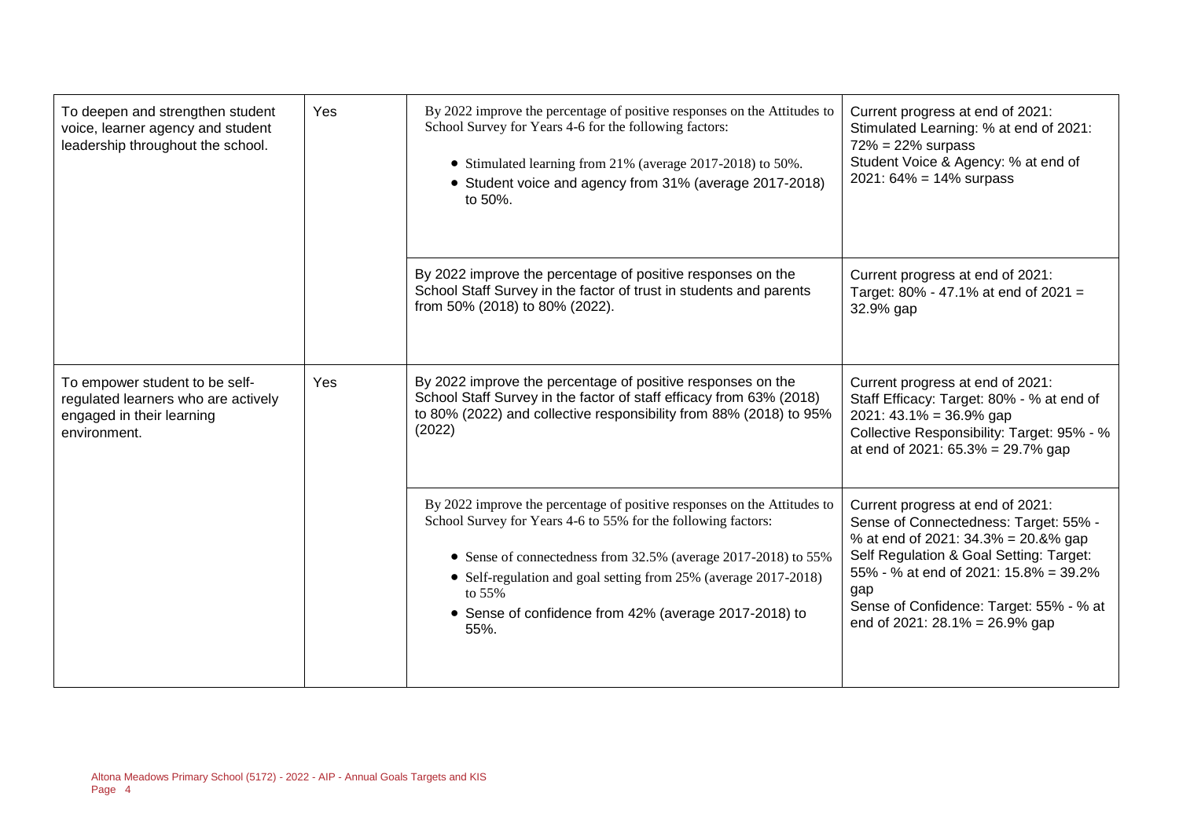| | | | |
|---|---|---|---|
| To deepen and strengthen student voice, learner agency and student leadership throughout the school. | Yes | By 2022 improve the percentage of positive responses on the Attitudes to School Survey for Years 4-6 for the following factors:<br>• Stimulated learning from 21% (average 2017-2018) to 50%.<br>• Student voice and agency from 31% (average 2017-2018) to 50%. | Current progress at end of 2021:<br>Stimulated Learning: % at end of 2021: 72% = 22% surpass<br>Student Voice & Agency: % at end of 2021: 64% = 14% surpass |
| | | By 2022 improve the percentage of positive responses on the School Staff Survey in the factor of trust in students and parents from 50% (2018) to 80% (2022). | Current progress at end of 2021:<br>Target: 80% - 47.1% at end of 2021 = 32.9% gap |
| To empower student to be self-regulated learners who are actively engaged in their learning environment. | Yes | By 2022 improve the percentage of positive responses on the School Staff Survey in the factor of staff efficacy from 63% (2018) to 80% (2022) and collective responsibility from 88% (2018) to 95% (2022) | Current progress at end of 2021:<br>Staff Efficacy: Target: 80% - % at end of 2021: 43.1% = 36.9% gap<br>Collective Responsibility: Target: 95% - % at end of 2021: 65.3% = 29.7% gap |
| | | By 2022 improve the percentage of positive responses on the Attitudes to School Survey for Years 4-6 to 55% for the following factors:<br>• Sense of connectedness from 32.5% (average 2017-2018) to 55%<br>• Self-regulation and goal setting from 25% (average 2017-2018) to 55%<br>• Sense of confidence from 42% (average 2017-2018) to 55%. | Current progress at end of 2021:<br>Sense of Connectedness: Target: 55% - % at end of 2021: 34.3% = 20.&% gap<br>Self Regulation & Goal Setting: Target: 55% - % at end of 2021: 15.8% = 39.2% gap<br>Sense of Confidence: Target: 55% - % at end of 2021: 28.1% = 26.9% gap |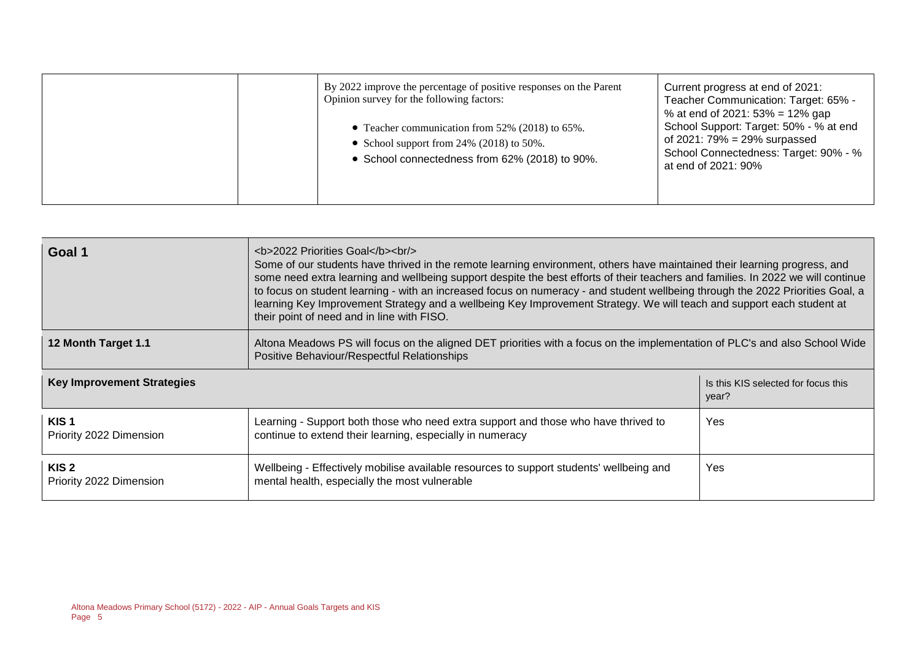| | | By 2022 improve the percentage of positive responses on the Parent Opinion survey for the following factors:<br><br>• Teacher communication from 52% (2018) to 65%.<br>• School support from 24% (2018) to 50%.<br>• School connectedness from 62% (2018) to 90%. | Current progress at end of 2021:<br>Teacher Communication: Target: 65% - % at end of 2021: 53% = 12% gap<br>School Support: Target: 50% - % at end of 2021: 79% = 29% surpassed<br>School Connectedness: Target: 90% - % at end of 2021: 90% |
|---|---|---|---|

| **Goal 1** | <b>2022 Priorities Goal</b><br/> Some of our students have thrived in the remote learning environment, others have maintained their learning progress, and some need extra learning and wellbeing support despite the best efforts of their teachers and families. In 2022 we will continue to focus on student learning - with an increased focus on numeracy - and student wellbeing through the 2022 Priorities Goal, a learning Key Improvement Strategy and a wellbeing Key Improvement Strategy. We will teach and support each student at their point of need and in line with FISO. | |
|---|---|---|
| **12 Month Target 1.1** | Altona Meadows PS will focus on the aligned DET priorities with a focus on the implementation of PLC's and also School Wide Positive Behaviour/Respectful Relationships | |
| **Key Improvement Strategies** | | Is this KIS selected for focus this year? |
| **KIS 1**<br>Priority 2022 Dimension | Learning - Support both those who need extra support and those who have thrived to continue to extend their learning, especially in numeracy | Yes |
| **KIS 2**<br>Priority 2022 Dimension | Wellbeing - Effectively mobilise available resources to support students' wellbeing and mental health, especially the most vulnerable | Yes |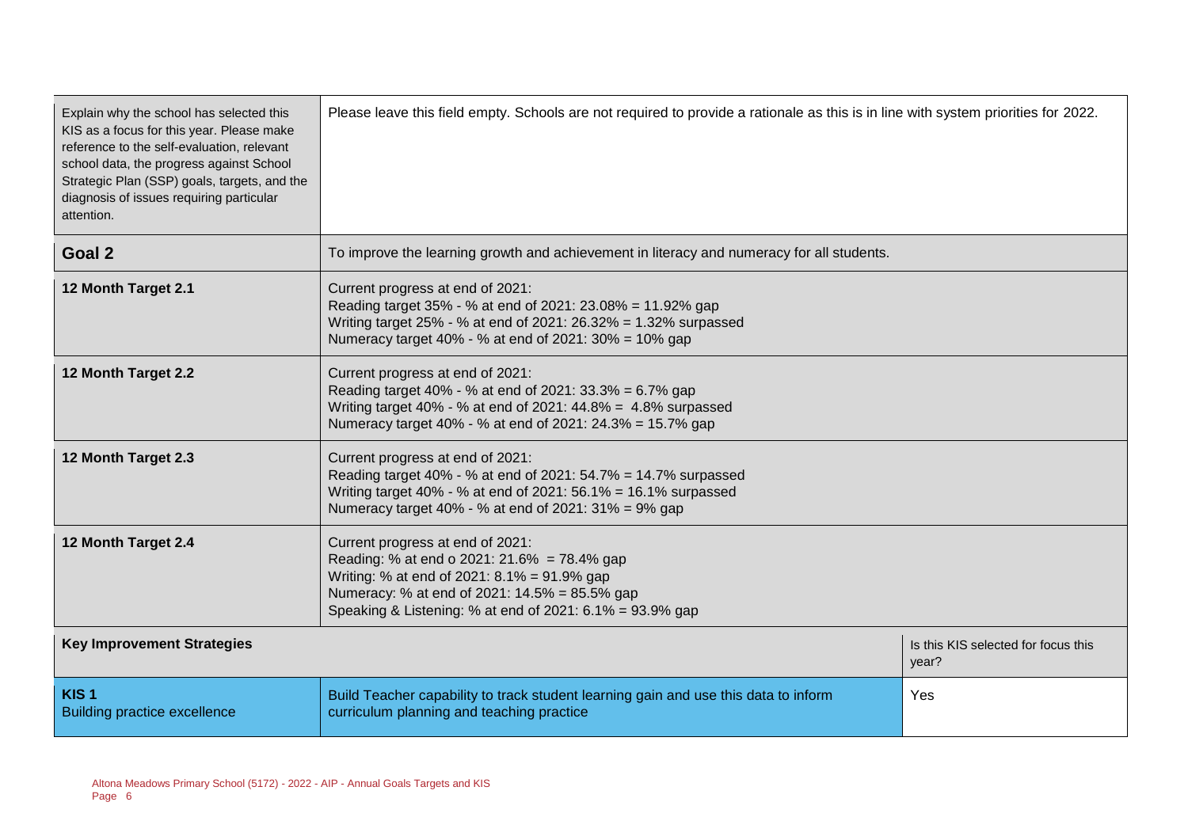| | | |
|---|---|---|
| Explain why the school has selected this KIS as a focus for this year. Please make reference to the self-evaluation, relevant school data, the progress against School Strategic Plan (SSP) goals, targets, and the diagnosis of issues requiring particular attention. | Please leave this field empty. Schools are not required to provide a rationale as this is in line with system priorities for 2022. | |
| **Goal 2** | To improve the learning growth and achievement in literacy and numeracy for all students. | |
| **12 Month Target 2.1** | Current progress at end of 2021:<br>Reading target 35% - % at end of 2021: 23.08% = 11.92% gap<br>Writing target 25% - % at end of 2021: 26.32% = 1.32% surpassed<br>Numeracy target 40% - % at end of 2021: 30% = 10% gap | |
| **12 Month Target 2.2** | Current progress at end of 2021:<br>Reading target 40% - % at end of 2021: 33.3% = 6.7% gap<br>Writing target 40% - % at end of 2021: 44.8% = 4.8% surpassed<br>Numeracy target 40% - % at end of 2021: 24.3% = 15.7% gap | |
| **12 Month Target 2.3** | Current progress at end of 2021:<br>Reading target 40% - % at end of 2021: 54.7% = 14.7% surpassed<br>Writing target 40% - % at end of 2021: 56.1% = 16.1% surpassed<br>Numeracy target 40% - % at end of 2021: 31% = 9% gap | |
| **12 Month Target 2.4** | Current progress at end of 2021:<br>Reading: % at end o 2021: 21.6% = 78.4% gap<br>Writing: % at end of 2021: 8.1% = 91.9% gap<br>Numeracy: % at end of 2021: 14.5% = 85.5% gap<br>Speaking & Listening: % at end of 2021: 6.1% = 93.9% gap | |
| **Key Improvement Strategies** | | Is this KIS selected for focus this year? |
| **KIS 1**<br>Building practice excellence | Build Teacher capability to track student learning gain and use this data to inform curriculum planning and teaching practice | Yes |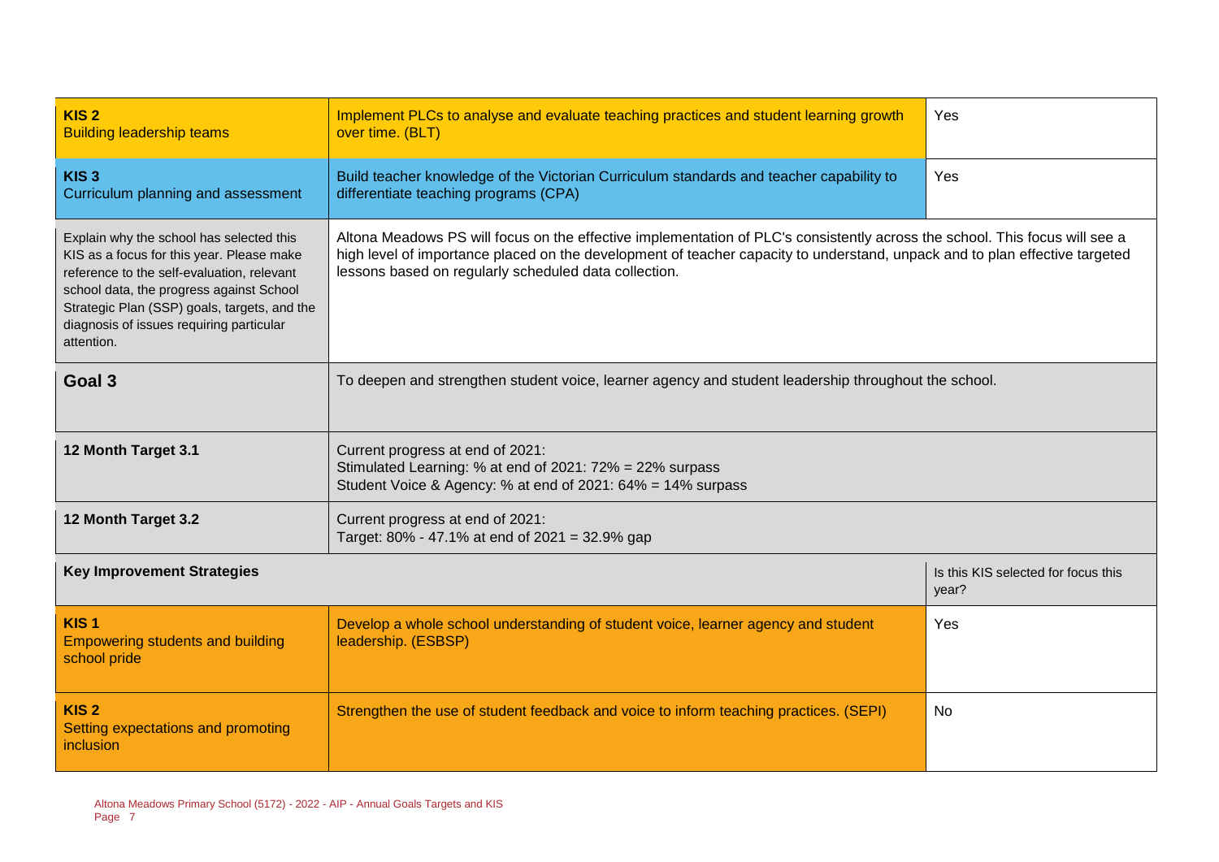| | | |
|---|---|---|
| **KIS 2**<br>Building leadership teams | Implement PLCs to analyse and evaluate teaching practices and student learning growth over time. (BLT) | Yes |
| **KIS 3**<br>Curriculum planning and assessment | Build teacher knowledge of the Victorian Curriculum standards and teacher capability to differentiate teaching programs (CPA) | Yes |
| Explain why the school has selected this KIS as a focus for this year. Please make reference to the self-evaluation, relevant school data, the progress against School Strategic Plan (SSP) goals, targets, and the diagnosis of issues requiring particular attention. | Altona Meadows PS will focus on the effective implementation of PLC's consistently across the school. This focus will see a high level of importance placed on the development of teacher capacity to understand, unpack and to plan effective targeted lessons based on regularly scheduled data collection. | |
| **Goal 3** | To deepen and strengthen student voice, learner agency and student leadership throughout the school. | |
| **12 Month Target 3.1** | Current progress at end of 2021:<br>Stimulated Learning: % at end of 2021: 72% = 22% surpass<br>Student Voice & Agency: % at end of 2021: 64% = 14% surpass | |
| **12 Month Target 3.2** | Current progress at end of 2021:<br>Target: 80% - 47.1% at end of 2021 = 32.9% gap | |
| **Key Improvement Strategies** | | Is this KIS selected for focus this year? |
| **KIS 1**<br>Empowering students and building school pride | Develop a whole school understanding of student voice, learner agency and student leadership. (ESBSP) | Yes |
| **KIS 2**<br>Setting expectations and promoting inclusion | Strengthen the use of student feedback and voice to inform teaching practices. (SEPI) | No |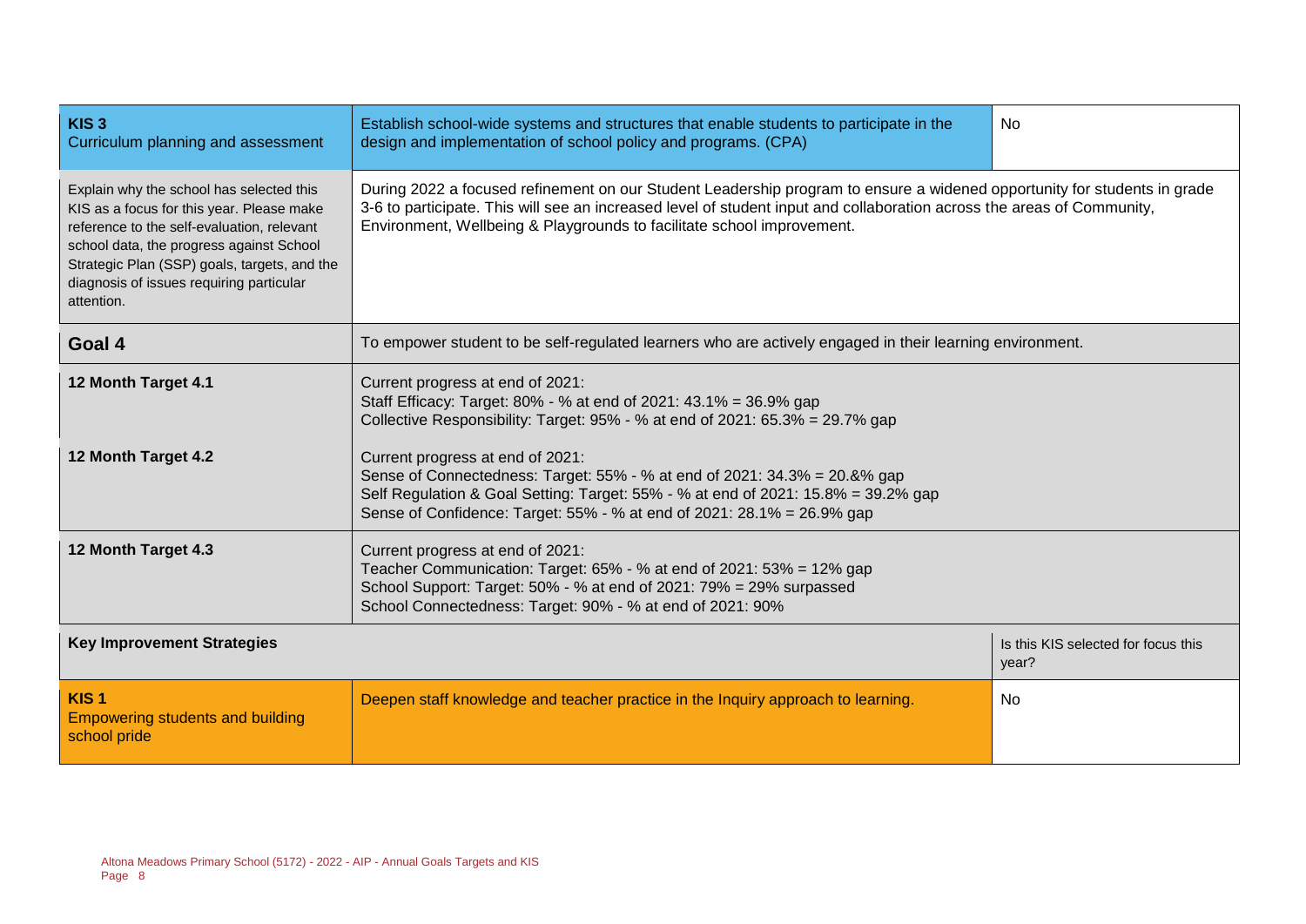| | | |
|---|---|---|
| **KIS 3**<br>Curriculum planning and assessment | Establish school-wide systems and structures that enable students to participate in the design and implementation of school policy and programs. (CPA) | No |
| Explain why the school has selected this KIS as a focus for this year. Please make reference to the self-evaluation, relevant school data, the progress against School Strategic Plan (SSP) goals, targets, and the diagnosis of issues requiring particular attention. | During 2022 a focused refinement on our Student Leadership program to ensure a widened opportunity for students in grade 3-6 to participate. This will see an increased level of student input and collaboration across the areas of Community, Environment, Wellbeing & Playgrounds to facilitate school improvement. | |
| **Goal 4** | To empower student to be self-regulated learners who are actively engaged in their learning environment. | |
| **12 Month Target 4.1** | Current progress at end of 2021:<br>Staff Efficacy: Target: 80% - % at end of 2021: 43.1% = 36.9% gap<br>Collective Responsibility: Target: 95% - % at end of 2021: 65.3% = 29.7% gap | |
| **12 Month Target 4.2** | Current progress at end of 2021:<br>Sense of Connectedness: Target: 55% - % at end of 2021: 34.3% = 20.&% gap<br>Self Regulation & Goal Setting: Target: 55% - % at end of 2021: 15.8% = 39.2% gap<br>Sense of Confidence: Target: 55% - % at end of 2021: 28.1% = 26.9% gap | |
| **12 Month Target 4.3** | Current progress at end of 2021:<br>Teacher Communication: Target: 65% - % at end of 2021: 53% = 12% gap<br>School Support: Target: 50% - % at end of 2021: 79% = 29% surpassed<br>School Connectedness: Target: 90% - % at end of 2021: 90% | |
| **Key Improvement Strategies** | | Is this KIS selected for focus this year? |
| **KIS 1**<br>Empowering students and building school pride | Deepen staff knowledge and teacher practice in the Inquiry approach to learning. | No |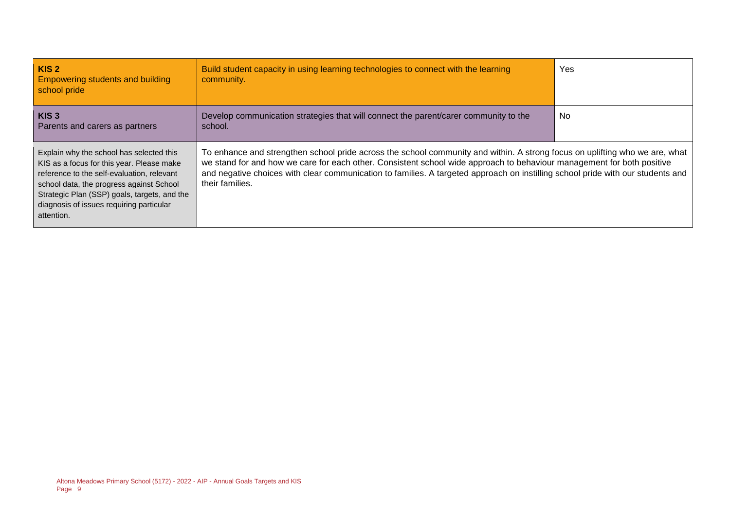| | | |
|---|---|---|
| **KIS 2**<br>Empowering students and building school pride | Build student capacity in using learning technologies to connect with the learning community. | Yes |
| **KIS 3**<br>Parents and carers as partners | Develop communication strategies that will connect the parent/carer community to the school. | No |
| Explain why the school has selected this KIS as a focus for this year. Please make reference to the self-evaluation, relevant school data, the progress against School Strategic Plan (SSP) goals, targets, and the diagnosis of issues requiring particular attention. | To enhance and strengthen school pride across the school community and within. A strong focus on uplifting who we are, what we stand for and how we care for each other. Consistent school wide approach to behaviour management for both positive and negative choices with clear communication to families. A targeted approach on instilling school pride with our students and their families. | |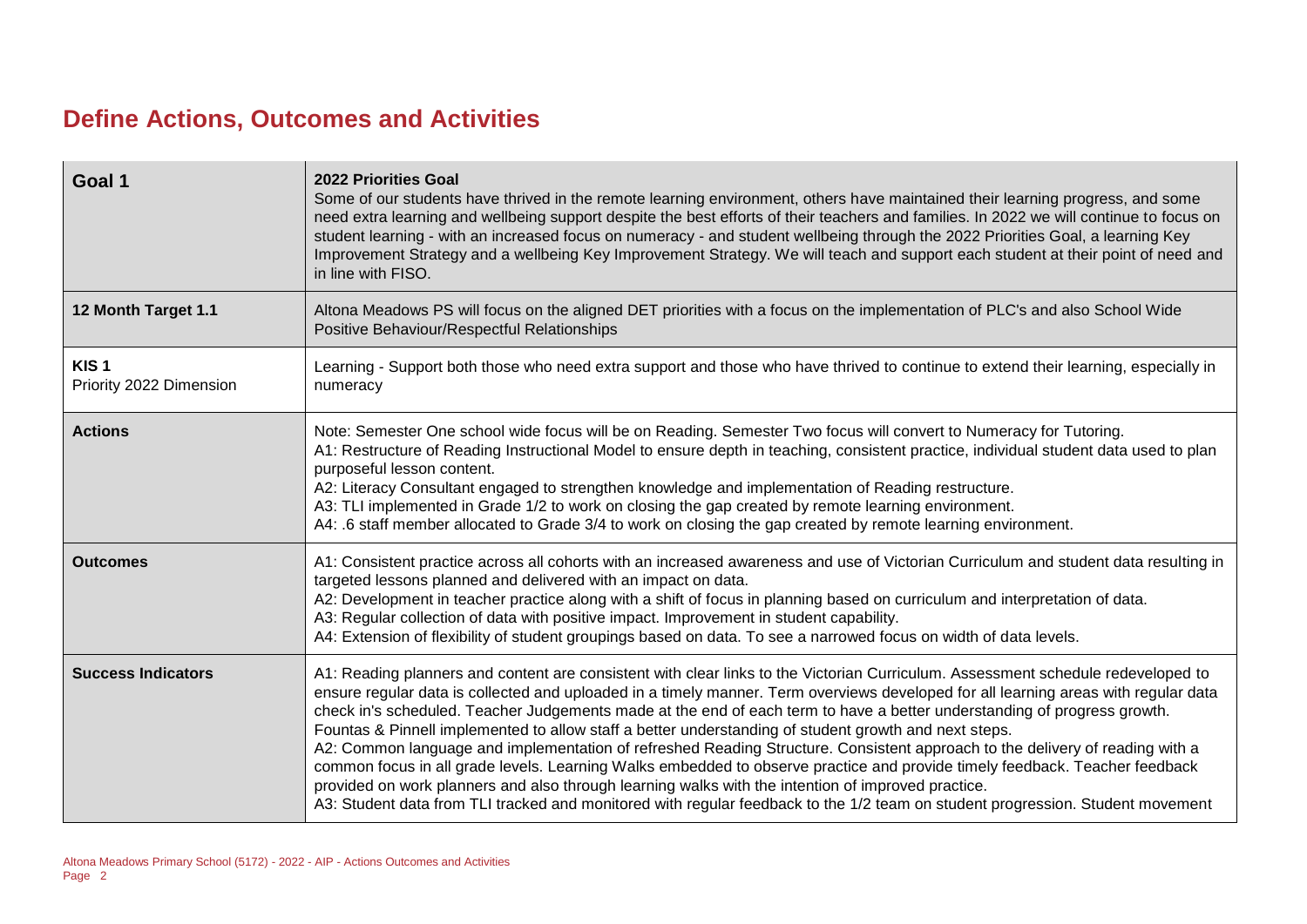# Define Actions, Outcomes and Activities

| Goal 1 | 2022 Priorities Goal<br>Some of our students have thrived in the remote learning environment, others have maintained their learning progress, and some need extra learning and wellbeing support despite the best efforts of their teachers and families. In 2022 we will continue to focus on student learning - with an increased focus on numeracy - and student wellbeing through the 2022 Priorities Goal, a learning Key Improvement Strategy and a wellbeing Key Improvement Strategy. We will teach and support each student at their point of need and in line with FISO. |
|---|---|
| **12 Month Target 1.1** | Altona Meadows PS will focus on the aligned DET priorities with a focus on the implementation of PLC's and also School Wide Positive Behaviour/Respectful Relationships |
| **KIS 1**<br>Priority 2022 Dimension | Learning - Support both those who need extra support and those who have thrived to continue to extend their learning, especially in numeracy |
| **Actions** | Note: Semester One school wide focus will be on Reading. Semester Two focus will convert to Numeracy for Tutoring.<br>A1: Restructure of Reading Instructional Model to ensure depth in teaching, consistent practice, individual student data used to plan purposeful lesson content.<br>A2: Literacy Consultant engaged to strengthen knowledge and implementation of Reading restructure.<br>A3: TLI implemented in Grade 1/2 to work on closing the gap created by remote learning environment.<br>A4: .6 staff member allocated to Grade 3/4 to work on closing the gap created by remote learning environment. |
| **Outcomes** | A1: Consistent practice across all cohorts with an increased awareness and use of Victorian Curriculum and student data resulting in targeted lessons planned and delivered with an impact on data.<br>A2: Development in teacher practice along with a shift of focus in planning based on curriculum and interpretation of data.<br>A3: Regular collection of data with positive impact. Improvement in student capability.<br>A4: Extension of flexibility of student groupings based on data. To see a narrowed focus on width of data levels. |
| **Success Indicators** | A1: Reading planners and content are consistent with clear links to the Victorian Curriculum. Assessment schedule redeveloped to ensure regular data is collected and uploaded in a timely manner. Term overviews developed for all learning areas with regular data check in's scheduled. Teacher Judgements made at the end of each term to have a better understanding of progress growth. Fountas & Pinnell implemented to allow staff a better understanding of student growth and next steps.<br>A2: Common language and implementation of refreshed Reading Structure. Consistent approach to the delivery of reading with a common focus in all grade levels. Learning Walks embedded to observe practice and provide timely feedback. Teacher feedback provided on work planners and also through learning walks with the intention of improved practice.<br>A3: Student data from TLI tracked and monitored with regular feedback to the 1/2 team on student progression. Student movement |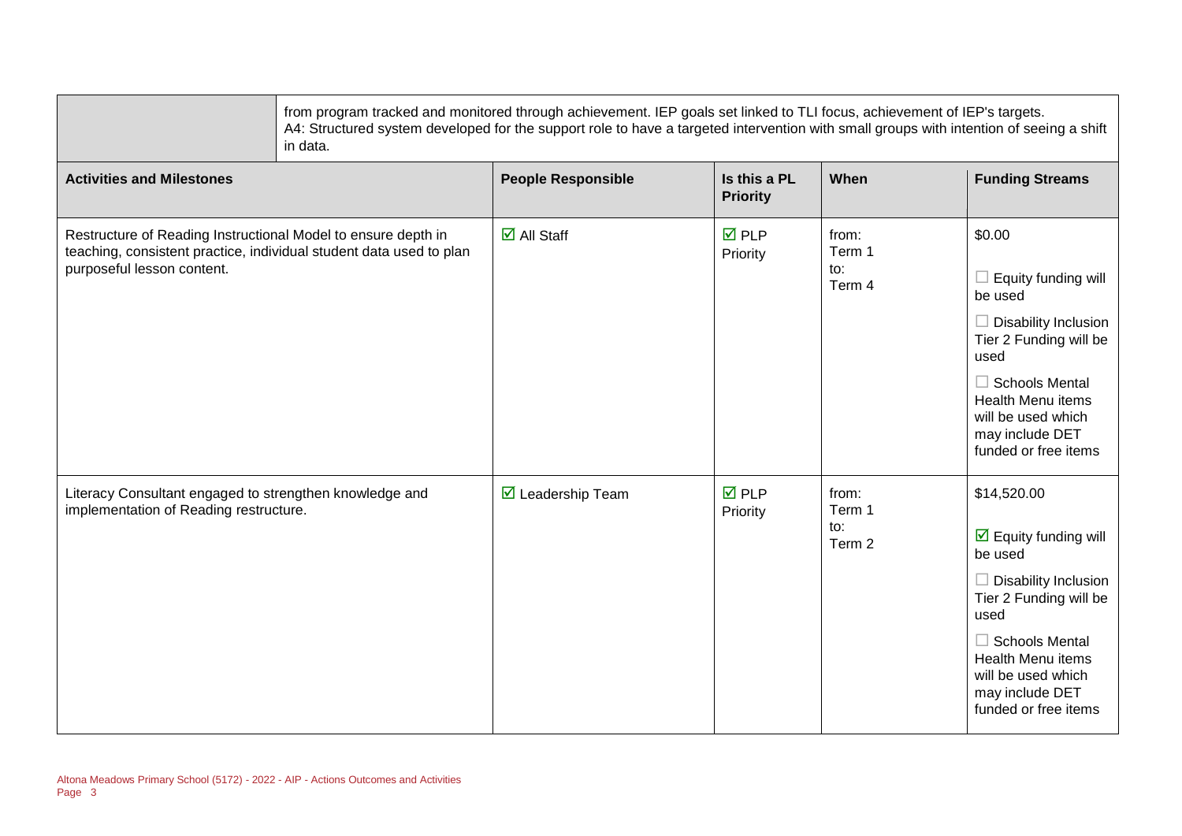| | from program tracked and monitored through achievement. IEP goals set linked to TLI focus, achievement of IEP's targets.<br>A4: Structured system developed for the support role to have a targeted intervention with small groups with intention of seeing a shift in data. | | | |
|---|---|---|---|---|

| Activities and Milestones | People Responsible | Is this a PL Priority | When | Funding Streams |
|---|---|---|---|---|
| Restructure of Reading Instructional Model to ensure depth in teaching, consistent practice, individual student data used to plan purposeful lesson content. | ☑ All Staff | ☑ PLP Priority | from: Term 1 to: Term 4 | $0.00<br>☐ Equity funding will be used<br>☐ Disability Inclusion Tier 2 Funding will be used<br>☐ Schools Mental Health Menu items will be used which may include DET funded or free items |
| Literacy Consultant engaged to strengthen knowledge and implementation of Reading restructure. | ☑ Leadership Team | ☑ PLP Priority | from: Term 1 to: Term 2 | $14,520.00<br>☑ Equity funding will be used<br>☐ Disability Inclusion Tier 2 Funding will be used<br>☐ Schools Mental Health Menu items will be used which may include DET funded or free items |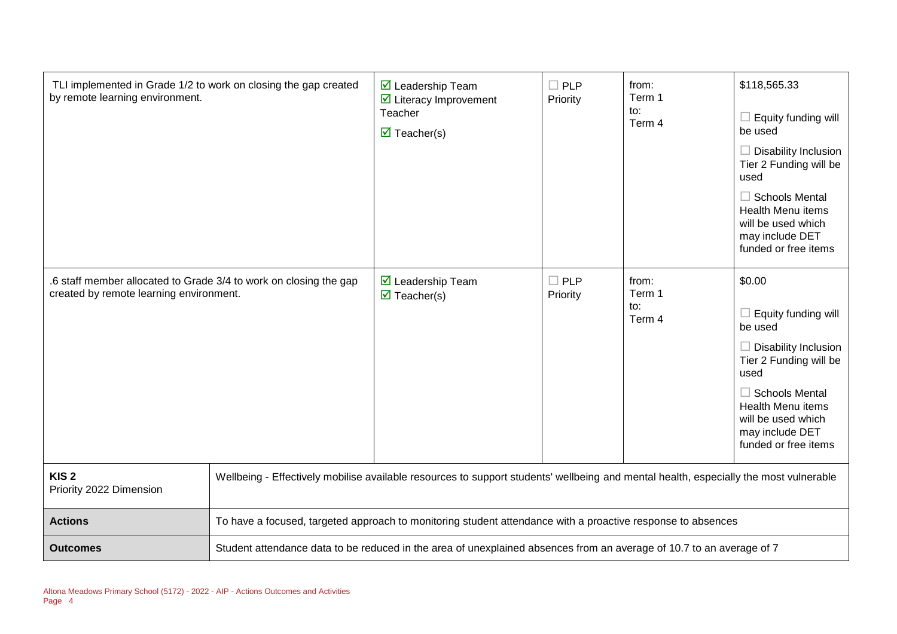| | | | | |
|---|---|---|---|---|
| TLI implemented in Grade 1/2 to work on closing the gap created by remote learning environment. | ☑ Leadership Team<br>☑ Literacy Improvement Teacher<br>☑ Teacher(s) | ☐ PLP Priority | from:<br>Term 1<br>to:<br>Term 4 | $118,565.33<br><br>☐ Equity funding will be used<br><br>☐ Disability Inclusion Tier 2 Funding will be used<br><br>☐ Schools Mental Health Menu items will be used which may include DET funded or free items |
| .6 staff member allocated to Grade 3/4 to work on closing the gap created by remote learning environment. | ☑ Leadership Team<br>☑ Teacher(s) | ☐ PLP Priority | from:<br>Term 1<br>to:<br>Term 4 | $0.00<br><br>☐ Equity funding will be used<br><br>☐ Disability Inclusion Tier 2 Funding will be used<br><br>☐ Schools Mental Health Menu items will be used which may include DET funded or free items |

| | |
|---|---|
| **KIS 2**<br>Priority 2022 Dimension | Wellbeing - Effectively mobilise available resources to support students' wellbeing and mental health, especially the most vulnerable |
| **Actions** | To have a focused, targeted approach to monitoring student attendance with a proactive response to absences |
| **Outcomes** | Student attendance data to be reduced in the area of unexplained absences from an average of 10.7 to an average of 7 |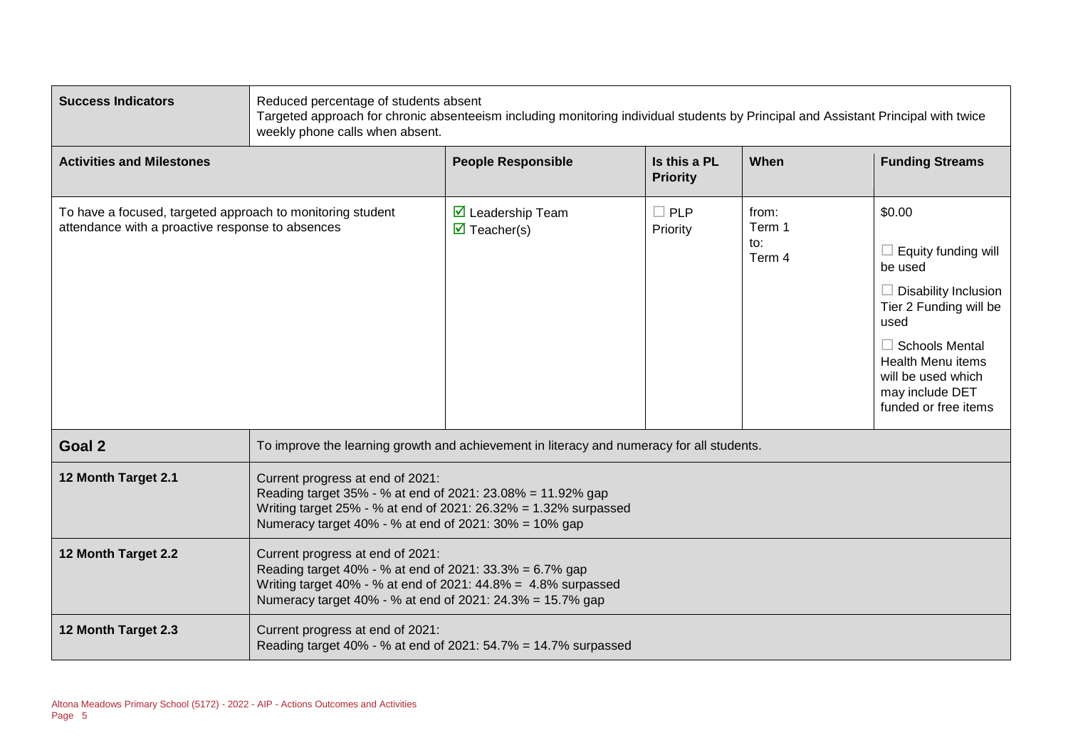| **Success Indicators** | Reduced percentage of students absent<br>Targeted approach for chronic absenteeism including monitoring individual students by Principal and Assistant Principal with twice weekly phone calls when absent. | | | | |
|---|---|---|---|---|---|
| **Activities and Milestones** | | **People Responsible** | **Is this a PL Priority** | **When** | **Funding Streams** |
| To have a focused, targeted approach to monitoring student attendance with a proactive response to absences | | ☑ Leadership Team<br>☑ Teacher(s) | ☐ PLP Priority | from:<br>Term 1<br>to:<br>Term 4 | \$0.00<br><br>☐ Equity funding will be used<br><br>☐ Disability Inclusion Tier 2 Funding will be used<br><br>☐ Schools Mental Health Menu items will be used which may include DET funded or free items |

| **Goal 2** | To improve the learning growth and achievement in literacy and numeracy for all students. |
|---|---|
| **12 Month Target 2.1** | Current progress at end of 2021:<br>Reading target 35% - % at end of 2021: 23.08% = 11.92% gap<br>Writing target 25% - % at end of 2021: 26.32% = 1.32% surpassed<br>Numeracy target 40% - % at end of 2021: 30% = 10% gap |
| **12 Month Target 2.2** | Current progress at end of 2021:<br>Reading target 40% - % at end of 2021: 33.3% = 6.7% gap<br>Writing target 40% - % at end of 2021: 44.8% = 4.8% surpassed<br>Numeracy target 40% - % at end of 2021: 24.3% = 15.7% gap |
| **12 Month Target 2.3** | Current progress at end of 2021:<br>Reading target 40% - % at end of 2021: 54.7% = 14.7% surpassed |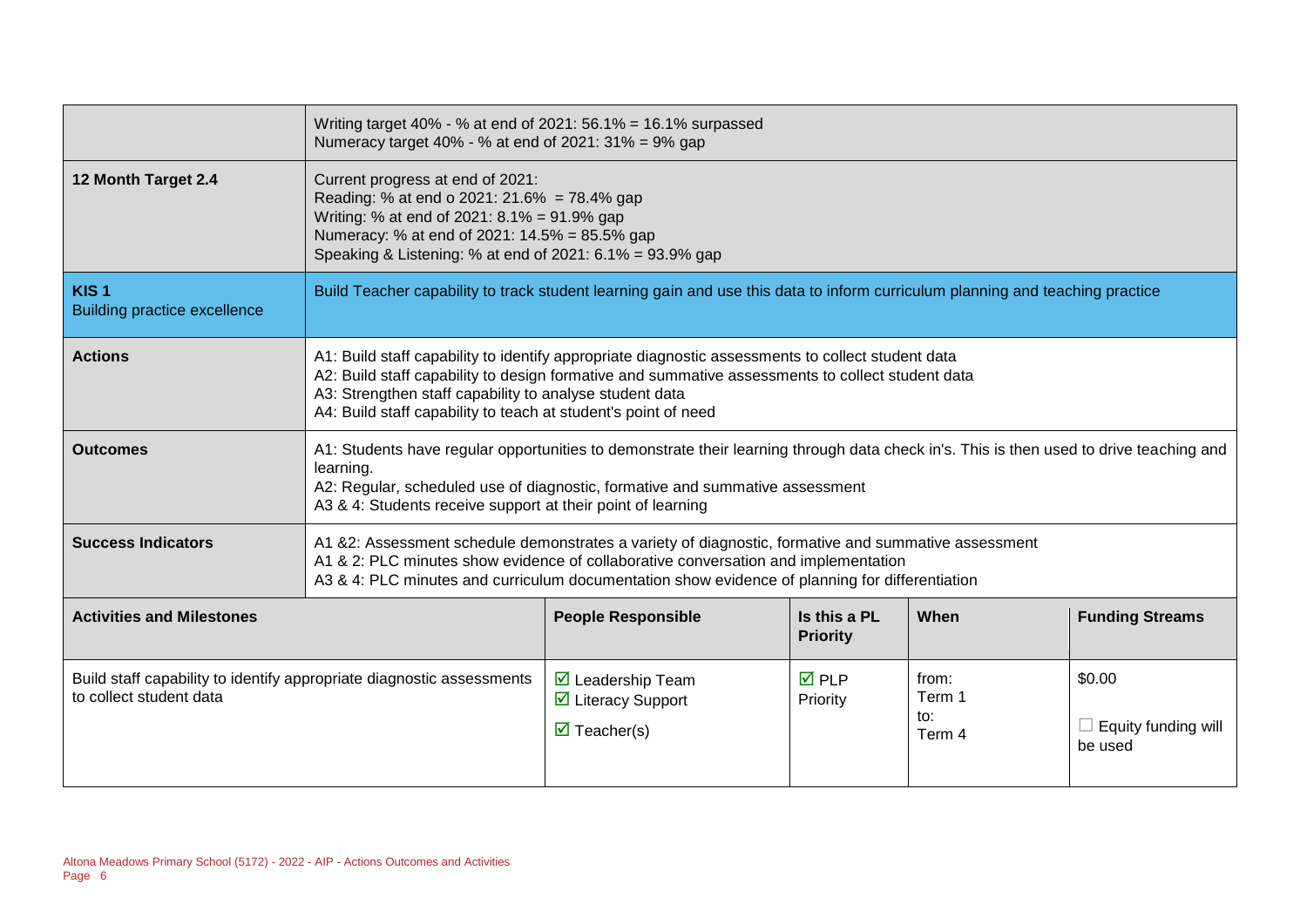| | | | | |
|---|---|---|---|---|
| | Writing target 40% - % at end of 2021: 56.1% = 16.1% surpassed<br>Numeracy target 40% - % at end of 2021: 31% = 9% gap | | | |
| **12 Month Target 2.4** | Current progress at end of 2021:<br>Reading: % at end o 2021: 21.6%  = 78.4% gap<br>Writing: % at end of 2021: 8.1% = 91.9% gap<br>Numeracy: % at end of 2021: 14.5% = 85.5% gap<br>Speaking & Listening: % at end of 2021: 6.1% = 93.9% gap | | | |
| **KIS 1**<br>Building practice excellence | Build Teacher capability to track student learning gain and use this data to inform curriculum planning and teaching practice | | | |
| **Actions** | A1: Build staff capability to identify appropriate diagnostic assessments to collect student data<br>A2: Build staff capability to design formative and summative assessments to collect student data<br>A3: Strengthen staff capability to analyse student data<br>A4: Build staff capability to teach at student's point of need | | | |
| **Outcomes** | A1: Students have regular opportunities to demonstrate their learning through data check in's. This is then used to drive teaching and learning.<br>A2: Regular, scheduled use of diagnostic, formative and summative assessment<br>A3 & 4: Students receive support at their point of learning | | | |
| **Success Indicators** | A1 &2: Assessment schedule demonstrates a variety of diagnostic, formative and summative assessment<br>A1 & 2: PLC minutes show evidence of collaborative conversation and implementation<br>A3 & 4: PLC minutes and curriculum documentation show evidence of planning for differentiation | | | |

| **Activities and Milestones** | **People Responsible** | **Is this a PL Priority** | **When** | **Funding Streams** |
|---|---|---|---|---|
| Build staff capability to identify appropriate diagnostic assessments to collect student data | ☑ Leadership Team<br>☑ Literacy Support<br>☑ Teacher(s) | ☑ PLP Priority | from:<br>Term 1<br>to:<br>Term 4 | $0.00<br>☐ Equity funding will be used |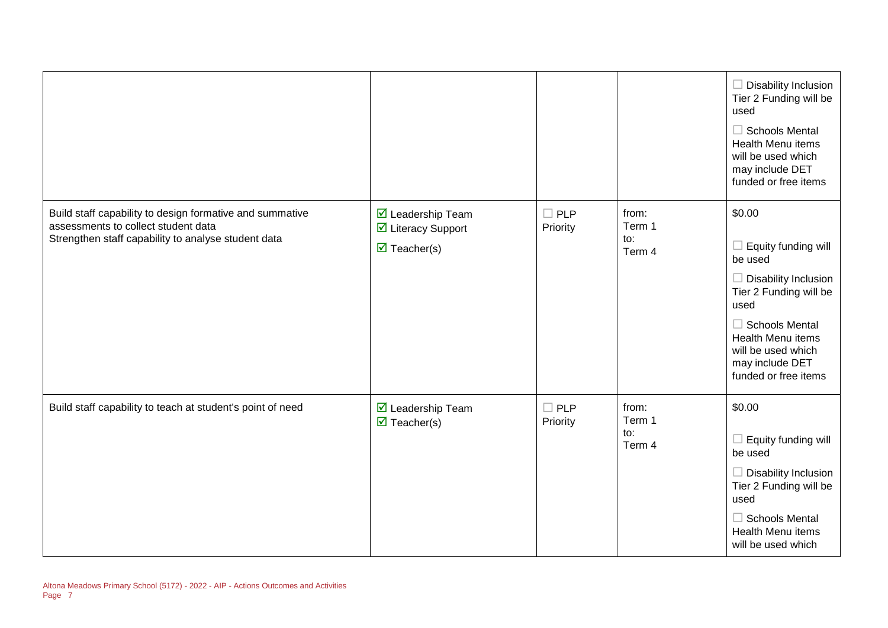| | | | | |
|---|---|---|---|---|
| | | | | ☐ Disability Inclusion Tier 2 Funding will be used<br>☐ Schools Mental Health Menu items will be used which may include DET funded or free items |
| Build staff capability to design formative and summative assessments to collect student data<br>Strengthen staff capability to analyse student data | ☑ Leadership Team<br>☑ Literacy Support<br>☑ Teacher(s) | ☐ PLP Priority | from:<br>Term 1<br>to:<br>Term 4 | $0.00<br>☐ Equity funding will be used<br>☐ Disability Inclusion Tier 2 Funding will be used<br>☐ Schools Mental Health Menu items will be used which may include DET funded or free items |
| Build staff capability to teach at student's point of need | ☑ Leadership Team<br>☑ Teacher(s) | ☐ PLP Priority | from:<br>Term 1<br>to:<br>Term 4 | $0.00<br>☐ Equity funding will be used<br>☐ Disability Inclusion Tier 2 Funding will be used<br>☐ Schools Mental Health Menu items will be used which |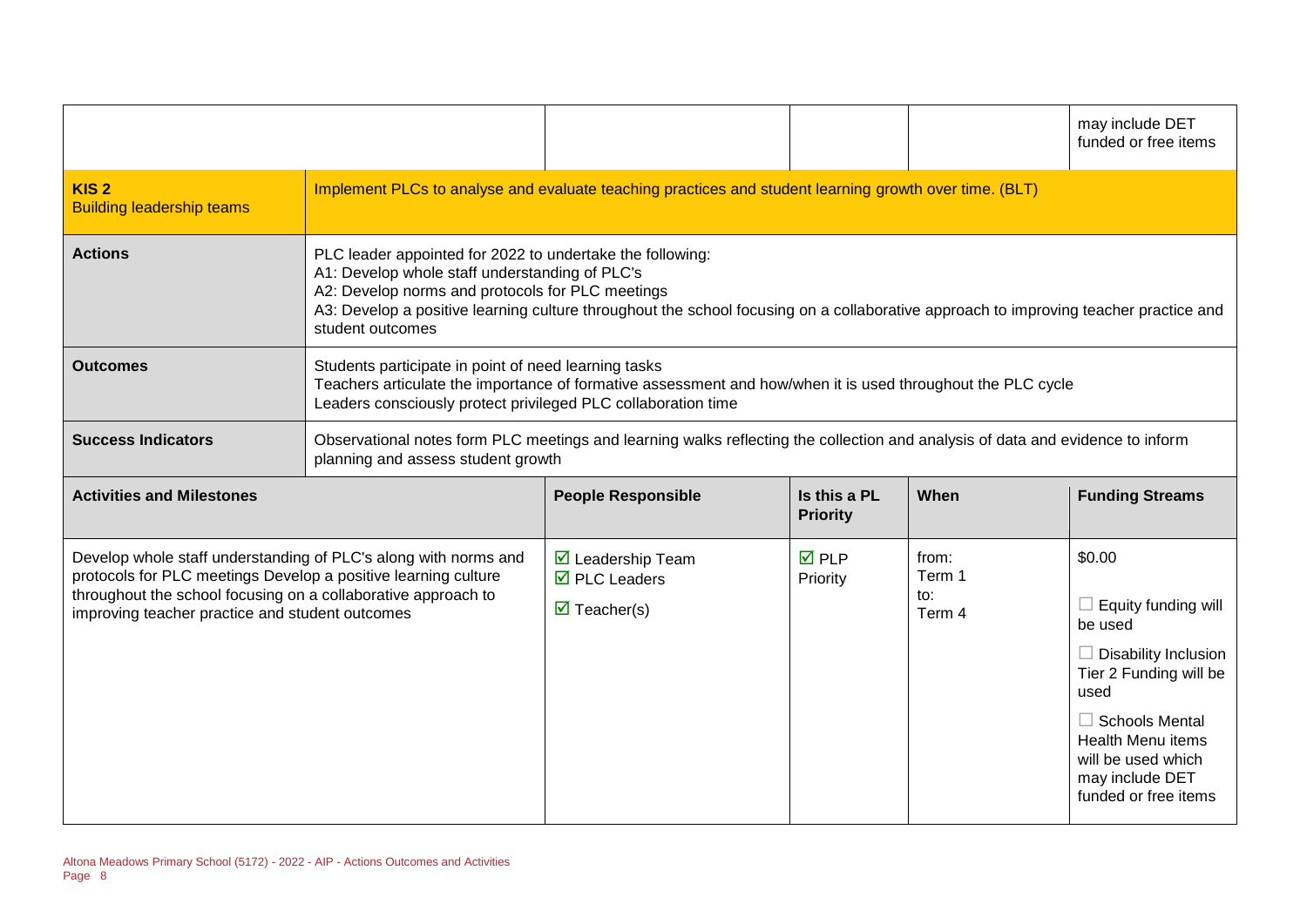| | | | | |
|---|---|---|---|---|
| | | | | may include DET funded or free items |
| **KIS 2** Building leadership teams | Implement PLCs to analyse and evaluate teaching practices and student learning growth over time. (BLT) | | | |
| **Actions** | PLC leader appointed for 2022 to undertake the following:<br>A1: Develop whole staff understanding of PLC's<br>A2: Develop norms and protocols for PLC meetings<br>A3: Develop a positive learning culture throughout the school focusing on a collaborative approach to improving teacher practice and student outcomes | | | |
| **Outcomes** | Students participate in point of need learning tasks<br>Teachers articulate the importance of formative assessment and how/when it is used throughout the PLC cycle<br>Leaders consciously protect privileged PLC collaboration time | | | |
| **Success Indicators** | Observational notes form PLC meetings and learning walks reflecting the collection and analysis of data and evidence to inform planning and assess student growth | | | |

| **Activities and Milestones** | **People Responsible** | **Is this a PL Priority** | **When** | **Funding Streams** |
|---|---|---|---|---|
| Develop whole staff understanding of PLC's along with norms and protocols for PLC meetings Develop a positive learning culture throughout the school focusing on a collaborative approach to improving teacher practice and student outcomes | ☑ Leadership Team<br>☑ PLC Leaders<br>☑ Teacher(s) | ☑ PLP Priority | from: Term 1<br>to: Term 4 | $0.00<br>☐ Equity funding will be used<br>☐ Disability Inclusion Tier 2 Funding will be used<br>☐ Schools Mental Health Menu items will be used which may include DET funded or free items |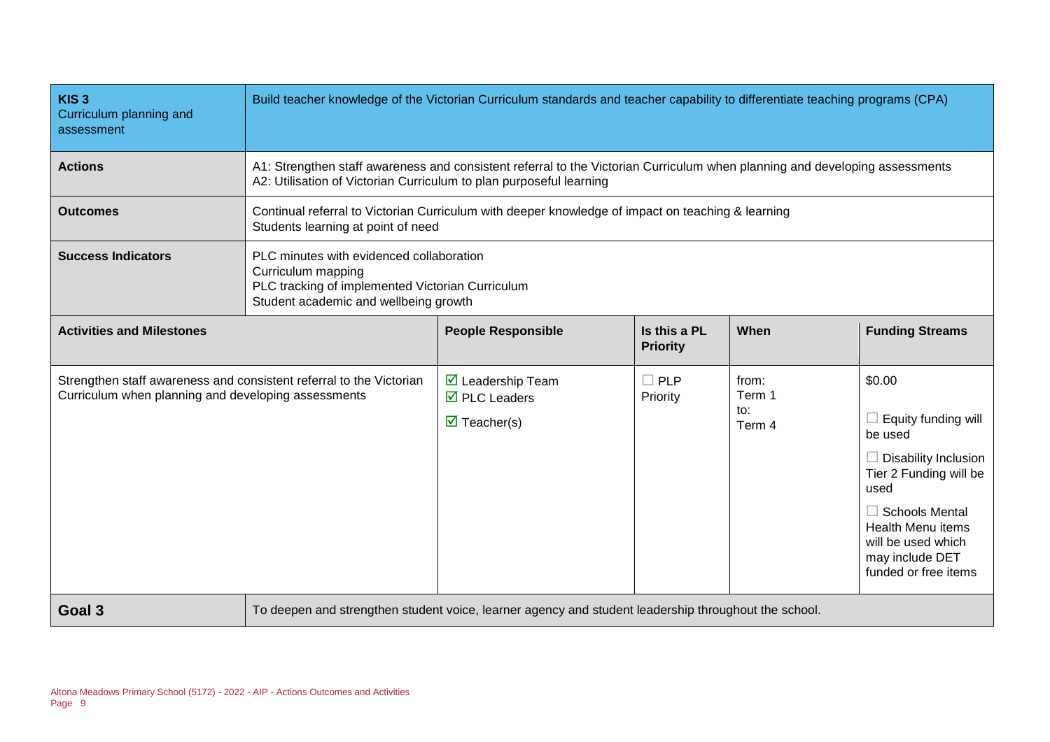| **KIS 3**<br>Curriculum planning and assessment | Build teacher knowledge of the Victorian Curriculum standards and teacher capability to differentiate teaching programs (CPA) | | | | |
|---|---|---|---|---|---|
| **Actions** | A1: Strengthen staff awareness and consistent referral to the Victorian Curriculum when planning and developing assessments<br>A2: Utilisation of Victorian Curriculum to plan purposeful learning | | | | |
| **Outcomes** | Continual referral to Victorian Curriculum with deeper knowledge of impact on teaching & learning<br>Students learning at point of need | | | | |
| **Success Indicators** | PLC minutes with evidenced collaboration<br>Curriculum mapping<br>PLC tracking of implemented Victorian Curriculum<br>Student academic and wellbeing growth | | | | |
| **Activities and Milestones** | | **People Responsible** | **Is this a PL Priority** | **When** | **Funding Streams** |
| Strengthen staff awareness and consistent referral to the Victorian Curriculum when planning and developing assessments | | ☑ Leadership Team<br>☑ PLC Leaders<br>☑ Teacher(s) | ☐ PLP Priority | from:<br>Term 1<br>to:<br>Term 4 | $0.00<br>☐ Equity funding will be used<br>☐ Disability Inclusion Tier 2 Funding will be used<br>☐ Schools Mental Health Menu items will be used which may include DET funded or free items |
| **Goal 3** | To deepen and strengthen student voice, learner agency and student leadership throughout the school. | | | | |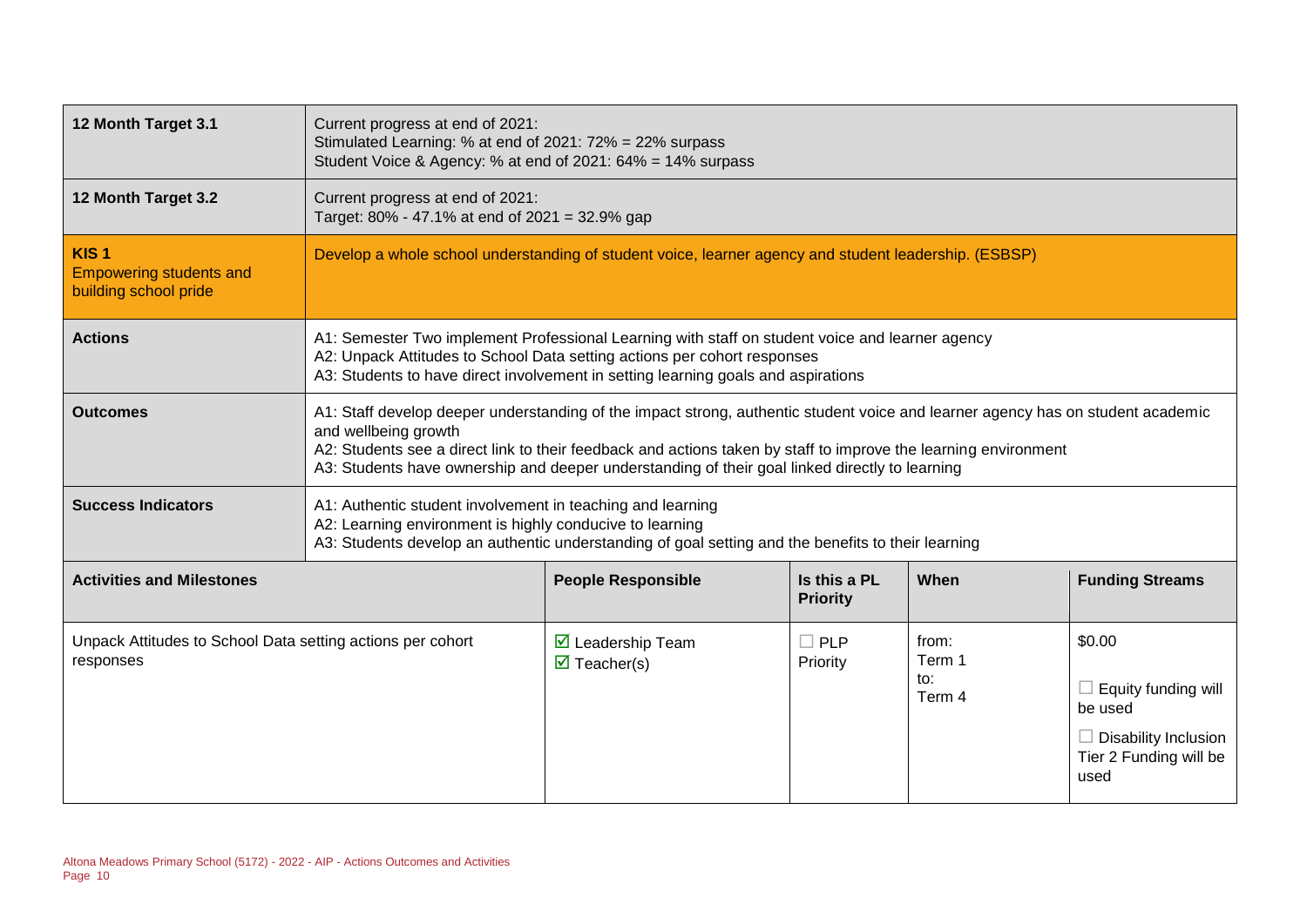| | | | | |
|---|---|---|---|---|
| **12 Month Target 3.1** | Current progress at end of 2021:<br>Stimulated Learning: % at end of 2021: 72% = 22% surpass<br>Student Voice & Agency: % at end of 2021: 64% = 14% surpass | | | |
| **12 Month Target 3.2** | Current progress at end of 2021:<br>Target: 80% - 47.1% at end of 2021 = 32.9% gap | | | |
| **KIS 1**<br>Empowering students and building school pride | Develop a whole school understanding of student voice, learner agency and student leadership. (ESBSP) | | | |
| **Actions** | A1: Semester Two implement Professional Learning with staff on student voice and learner agency<br>A2: Unpack Attitudes to School Data setting actions per cohort responses<br>A3: Students to have direct involvement in setting learning goals and aspirations | | | |
| **Outcomes** | A1: Staff develop deeper understanding of the impact strong, authentic student voice and learner agency has on student academic and wellbeing growth<br>A2: Students see a direct link to their feedback and actions taken by staff to improve the learning environment<br>A3: Students have ownership and deeper understanding of their goal linked directly to learning | | | |
| **Success Indicators** | A1: Authentic student involvement in teaching and learning<br>A2: Learning environment is highly conducive to learning<br>A3: Students develop an authentic understanding of goal setting and the benefits to their learning | | | |

| **Activities and Milestones** | **People Responsible** | **Is this a PL Priority** | **When** | **Funding Streams** |
|---|---|---|---|---|
| Unpack Attitudes to School Data setting actions per cohort responses | ☑ Leadership Team<br>☑ Teacher(s) | ☐ PLP Priority | from: Term 1<br>to: Term 4 | $0.00<br><br>☐ Equity funding will be used<br><br>☐ Disability Inclusion Tier 2 Funding will be used |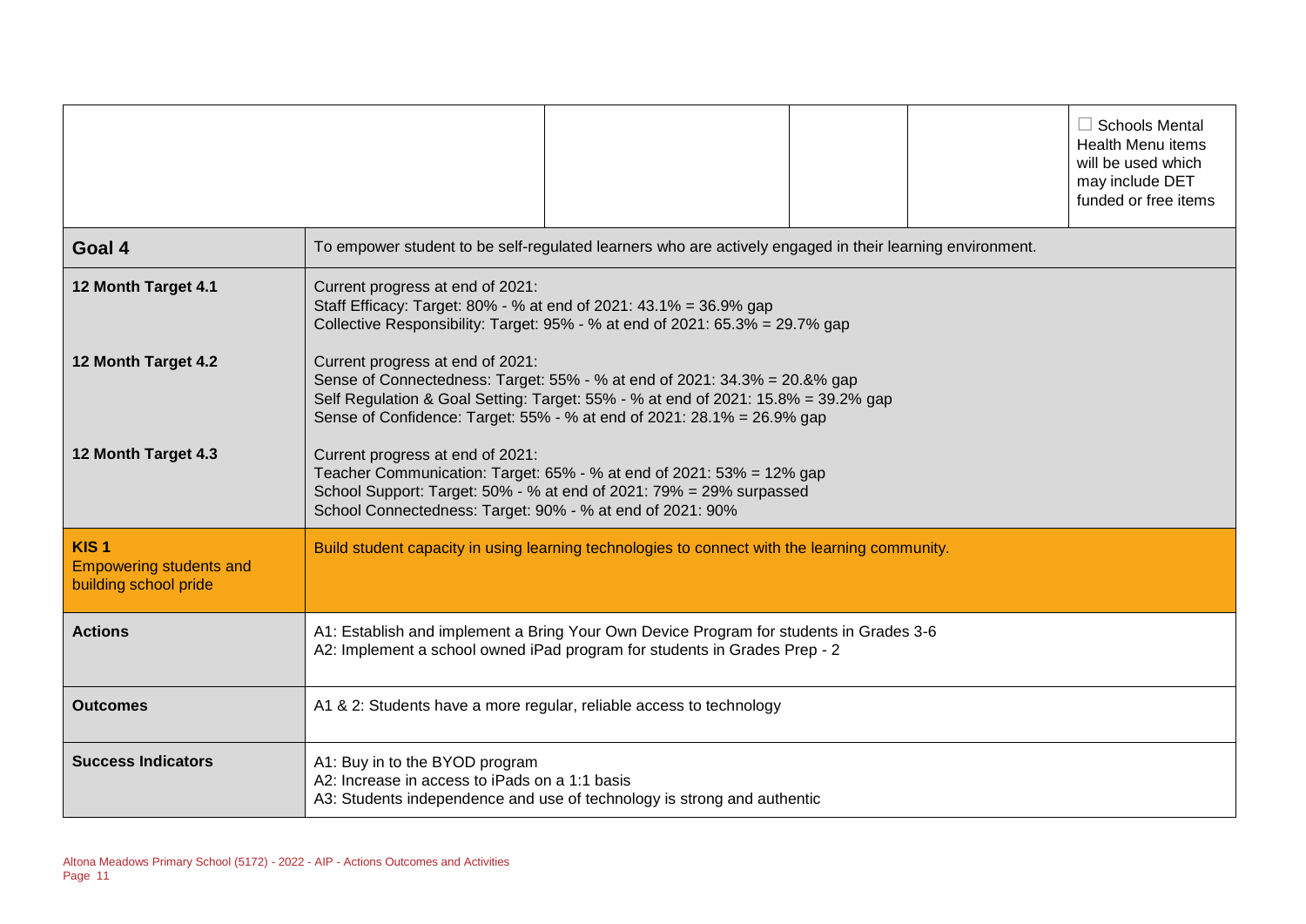| | | | | | |
|---|---|---|---|---|---|
| | | | | | ☐ Schools Mental Health Menu items will be used which may include DET funded or free items |

| | |
|---|---|
| **Goal 4** | To empower student to be self-regulated learners who are actively engaged in their learning environment. |
| **12 Month Target 4.1** | Current progress at end of 2021:<br>Staff Efficacy: Target: 80% - % at end of 2021: 43.1% = 36.9% gap<br>Collective Responsibility: Target: 95% - % at end of 2021: 65.3% = 29.7% gap |
| **12 Month Target 4.2** | Current progress at end of 2021:<br>Sense of Connectedness: Target: 55% - % at end of 2021: 34.3% = 20.&% gap<br>Self Regulation & Goal Setting: Target: 55% - % at end of 2021: 15.8% = 39.2% gap<br>Sense of Confidence: Target: 55% - % at end of 2021: 28.1% = 26.9% gap |
| **12 Month Target 4.3** | Current progress at end of 2021:<br>Teacher Communication: Target: 65% - % at end of 2021: 53% = 12% gap<br>School Support: Target: 50% - % at end of 2021: 79% = 29% surpassed<br>School Connectedness: Target: 90% - % at end of 2021: 90% |
| **KIS 1**<br>Empowering students and building school pride | Build student capacity in using learning technologies to connect with the learning community. |
| **Actions** | A1: Establish and implement a Bring Your Own Device Program for students in Grades 3-6<br>A2: Implement a school owned iPad program for students in Grades Prep - 2 |
| **Outcomes** | A1 & 2: Students have a more regular, reliable access to technology |
| **Success Indicators** | A1: Buy in to the BYOD program<br>A2: Increase in access to iPads on a 1:1 basis<br>A3: Students independence and use of technology is strong and authentic |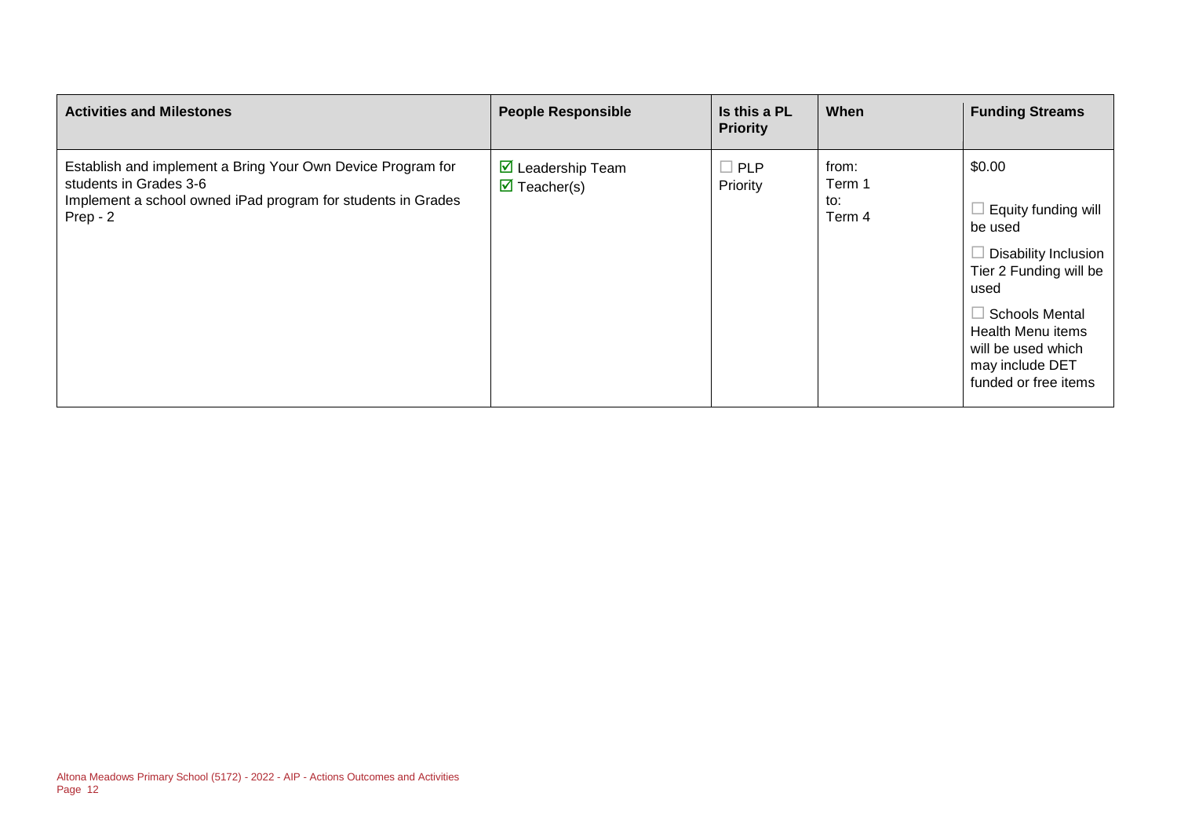| Activities and Milestones | People Responsible | Is this a PL Priority | When | Funding Streams |
|---|---|---|---|---|
| Establish and implement a Bring Your Own Device Program for students in Grades 3-6<br>Implement a school owned iPad program for students in Grades Prep - 2 | ☑ Leadership Team<br>☑ Teacher(s) | ☐ PLP Priority | from:<br>Term 1<br>to:<br>Term 4 | $0.00<br><br>☐ Equity funding will be used<br><br>☐ Disability Inclusion Tier 2 Funding will be used<br><br>☐ Schools Mental Health Menu items will be used which may include DET funded or free items |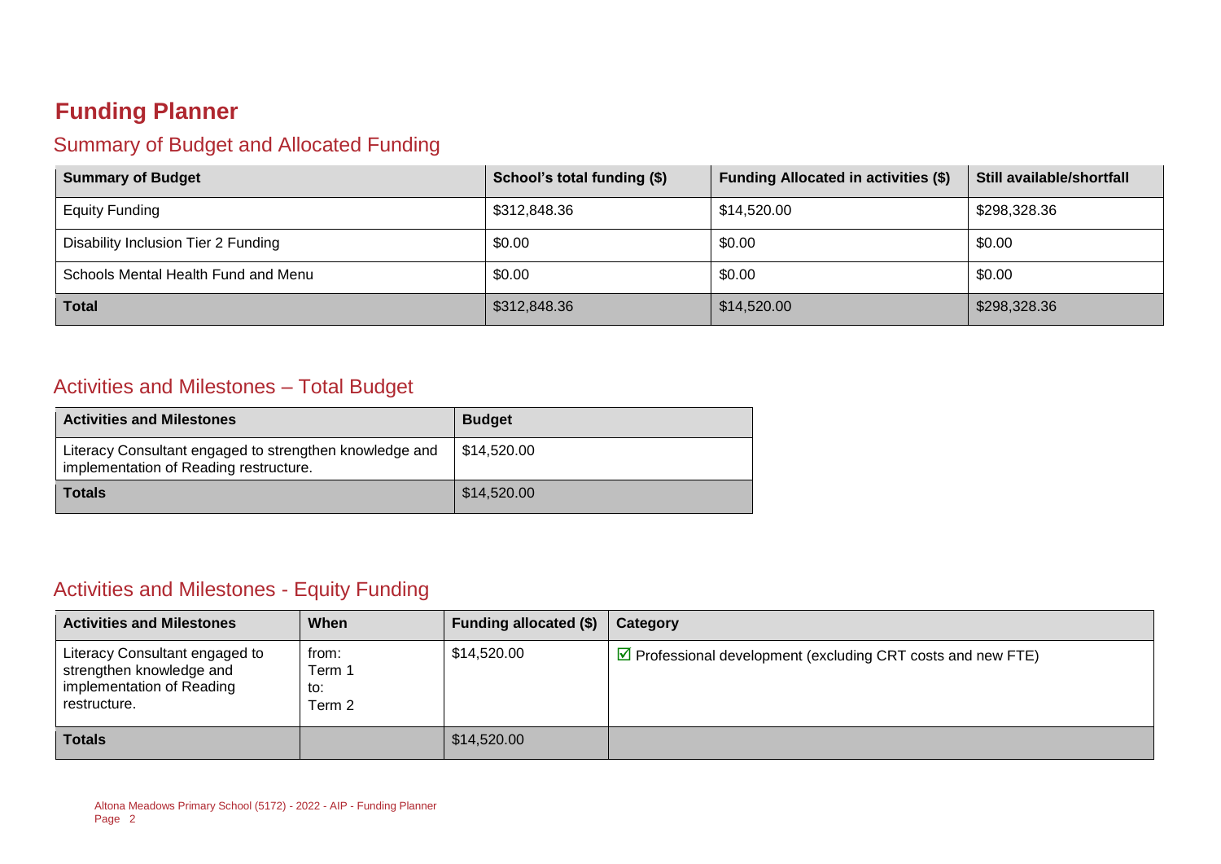# Funding Planner

## Summary of Budget and Allocated Funding

| Summary of Budget | School's total funding ($) | Funding Allocated in activities ($) | Still available/shortfall |
|---|---|---|---|
| Equity Funding | $312,848.36 | $14,520.00 | $298,328.36 |
| Disability Inclusion Tier 2 Funding | $0.00 | $0.00 | $0.00 |
| Schools Mental Health Fund and Menu | $0.00 | $0.00 | $0.00 |
| **Total** | $312,848.36 | $14,520.00 | $298,328.36 |

## Activities and Milestones – Total Budget

| Activities and Milestones | Budget |
|---|---|
| Literacy Consultant engaged to strengthen knowledge and implementation of Reading restructure. | $14,520.00 |
| **Totals** | $14,520.00 |

## Activities and Milestones - Equity Funding

| Activities and Milestones | When | Funding allocated ($) | Category |
|---|---|---|---|
| Literacy Consultant engaged to strengthen knowledge and implementation of Reading restructure. | from: Term 1 to: Term 2 | $14,520.00 | ☑ Professional development (excluding CRT costs and new FTE) |
| **Totals** | | $14,520.00 | |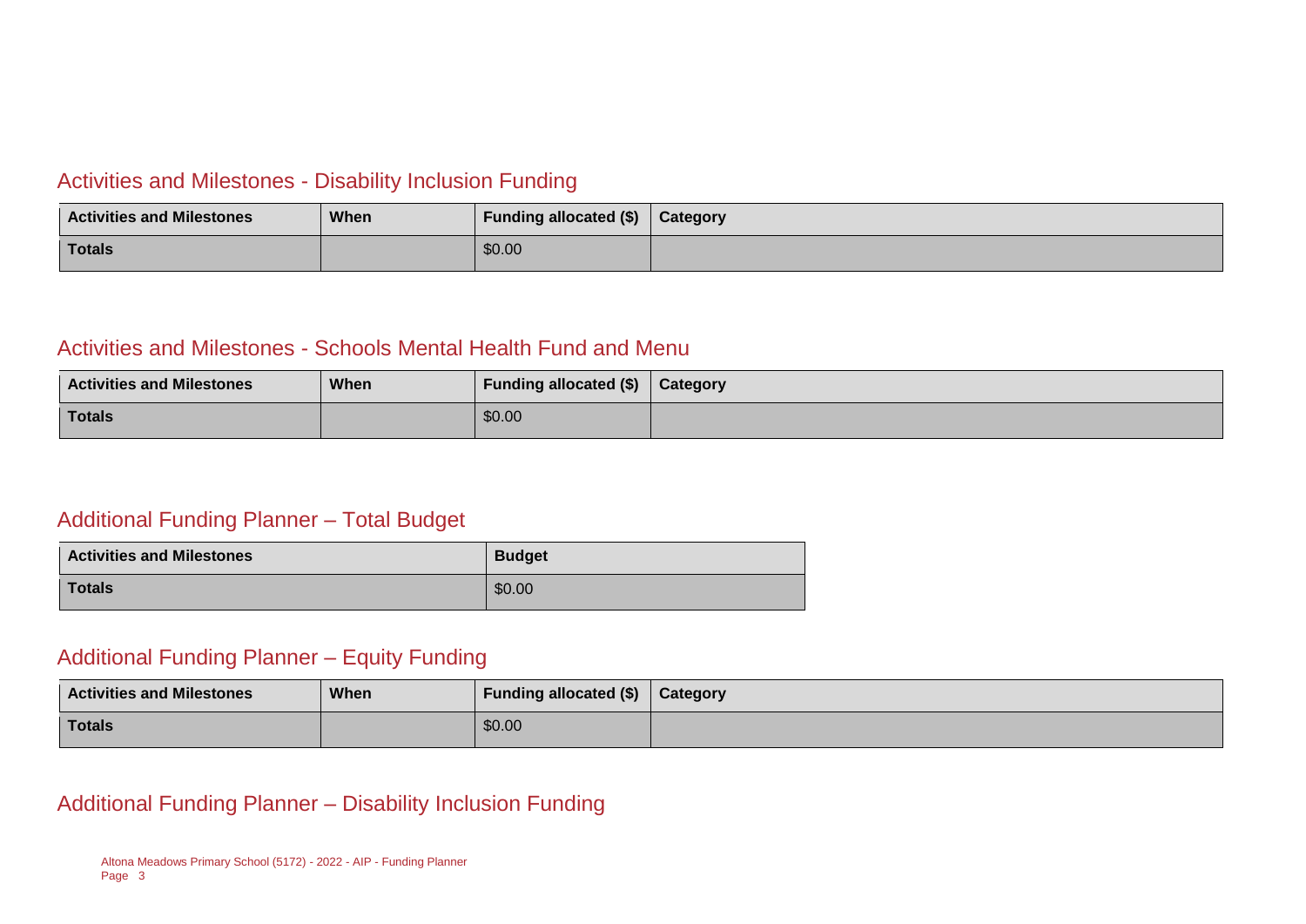## Activities and Milestones - Disability Inclusion Funding

| Activities and Milestones | When | Funding allocated ($) | Category |
| --- | --- | --- | --- |
| Totals | | $0.00 | |

## Activities and Milestones - Schools Mental Health Fund and Menu

| Activities and Milestones | When | Funding allocated ($) | Category |
| --- | --- | --- | --- |
| Totals | | $0.00 | |

## Additional Funding Planner – Total Budget

| Activities and Milestones | Budget |
| --- | --- |
| Totals | $0.00 |

## Additional Funding Planner – Equity Funding

| Activities and Milestones | When | Funding allocated ($) | Category |
| --- | --- | --- | --- |
| Totals | | $0.00 | |

## Additional Funding Planner – Disability Inclusion Funding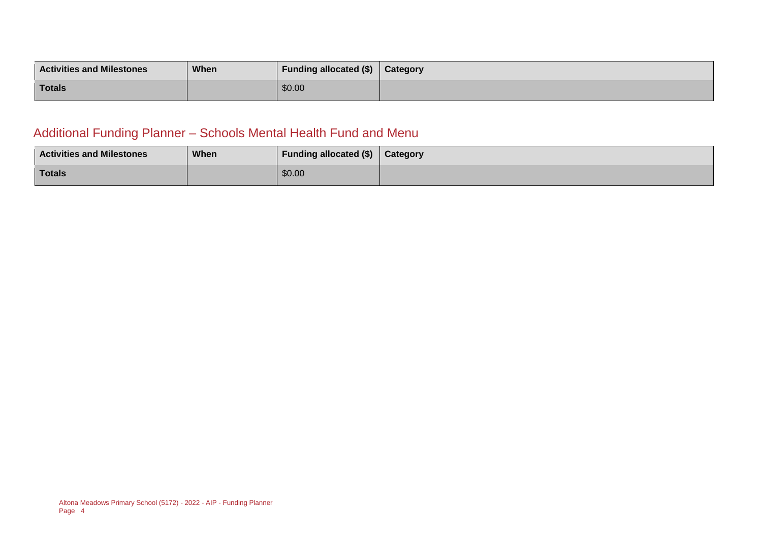| Activities and Milestones | When | Funding allocated ($) | Category |
|---|---|---|---|
| Totals | | $0.00 | |

## Additional Funding Planner – Schools Mental Health Fund and Menu

| Activities and Milestones | When | Funding allocated ($) | Category |
|---|---|---|---|
| Totals | | $0.00 | |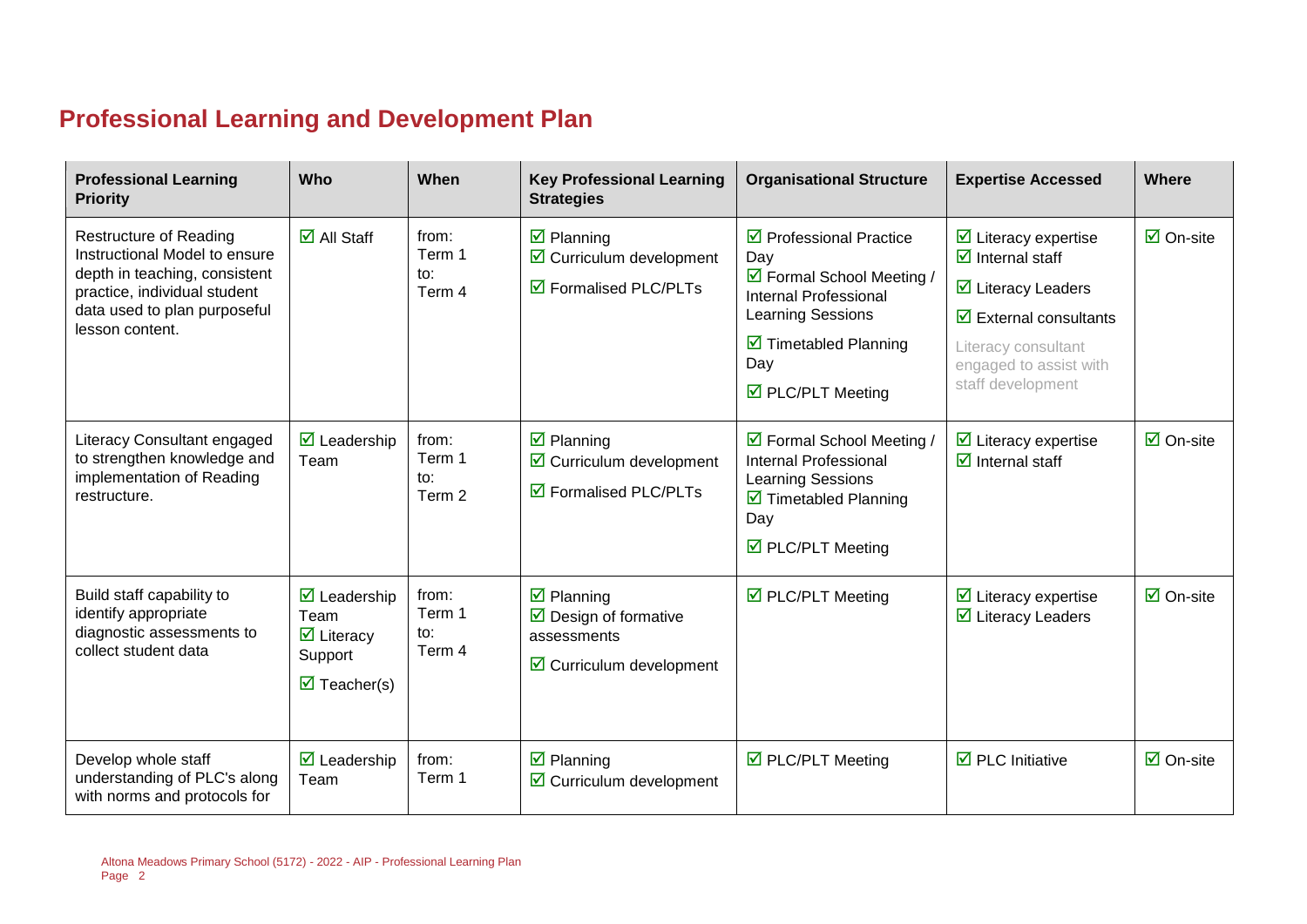## Professional Learning and Development Plan

| Professional Learning Priority | Who | When | Key Professional Learning Strategies | Organisational Structure | Expertise Accessed | Where |
|---|---|---|---|---|---|---|
| Restructure of Reading Instructional Model to ensure depth in teaching, consistent practice, individual student data used to plan purposeful lesson content. | ☑ All Staff | from: Term 1 to: Term 4 | ☑ Planning<br>☑ Curriculum development<br>☑ Formalised PLC/PLTs | ☑ Professional Practice Day<br>☑ Formal School Meeting / Internal Professional Learning Sessions<br>☑ Timetabled Planning Day<br>☑ PLC/PLT Meeting | ☑ Literacy expertise<br>☑ Internal staff<br>☑ Literacy Leaders<br>☑ External consultants<br>Literacy consultant engaged to assist with staff development | ☑ On-site |
| Literacy Consultant engaged to strengthen knowledge and implementation of Reading restructure. | ☑ Leadership Team | from: Term 1 to: Term 2 | ☑ Planning<br>☑ Curriculum development<br>☑ Formalised PLC/PLTs | ☑ Formal School Meeting / Internal Professional Learning Sessions<br>☑ Timetabled Planning Day<br>☑ PLC/PLT Meeting | ☑ Literacy expertise<br>☑ Internal staff | ☑ On-site |
| Build staff capability to identify appropriate diagnostic assessments to collect student data | ☑ Leadership Team<br>☑ Literacy Support<br>☑ Teacher(s) | from: Term 1 to: Term 4 | ☑ Planning<br>☑ Design of formative assessments<br>☑ Curriculum development | ☑ PLC/PLT Meeting | ☑ Literacy expertise<br>☑ Literacy Leaders | ☑ On-site |
| Develop whole staff understanding of PLC's along with norms and protocols for | ☑ Leadership Team | from: Term 1 | ☑ Planning<br>☑ Curriculum development | ☑ PLC/PLT Meeting | ☑ PLC Initiative | ☑ On-site |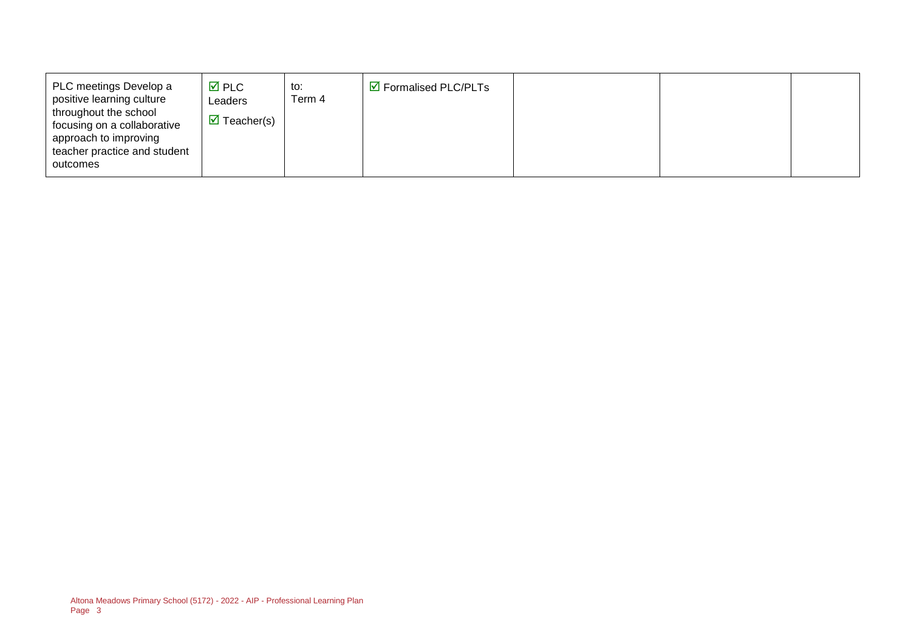| | | | | | | |
|---|---|---|---|---|---|---|
| PLC meetings Develop a positive learning culture throughout the school focusing on a collaborative approach to improving teacher practice and student outcomes | ☑ PLC Leaders<br>☑ Teacher(s) | to:<br>Term 4 | ☑ Formalised PLC/PLTs | | | |